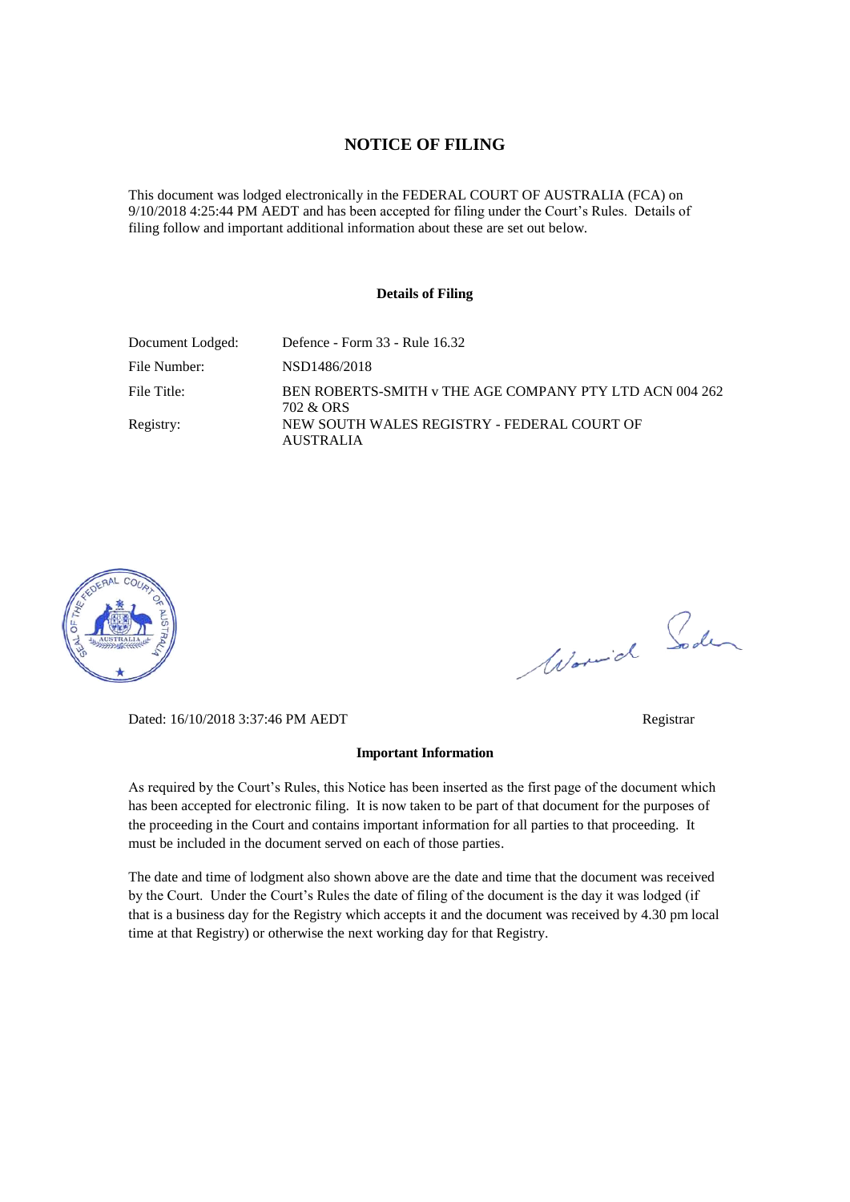# NOTICE OF FILING

This document was lodged electronically in the FEDERAL COURT OF AUSTRALIA (FCA) on 9/10/2018 4:25:44 PM AEDT and has been accepted for filing under the Court's Rules. Details of filing follow and important additional information about these are set out below.

### Details of Filing

| | |
|---|---|
| Document Lodged: | Defence - Form 33 - Rule 16.32 |
| File Number: | NSD1486/2018 |
| File Title: | BEN ROBERTS-SMITH v THE AGE COMPANY PTY LTD ACN 004 262 702 & ORS |
| Registry: | NEW SOUTH WALES REGISTRY - FEDERAL COURT OF AUSTRALIA |

Dated: 16/10/2018 3:37:46 PM AEDT

Registrar

### Important Information

As required by the Court's Rules, this Notice has been inserted as the first page of the document which has been accepted for electronic filing. It is now taken to be part of that document for the purposes of the proceeding in the Court and contains important information for all parties to that proceeding. It must be included in the document served on each of those parties.

The date and time of lodgment also shown above are the date and time that the document was received by the Court. Under the Court's Rules the date of filing of the document is the day it was lodged (if that is a business day for the Registry which accepts it and the document was received by 4.30 pm local time at that Registry) or otherwise the next working day for that Registry.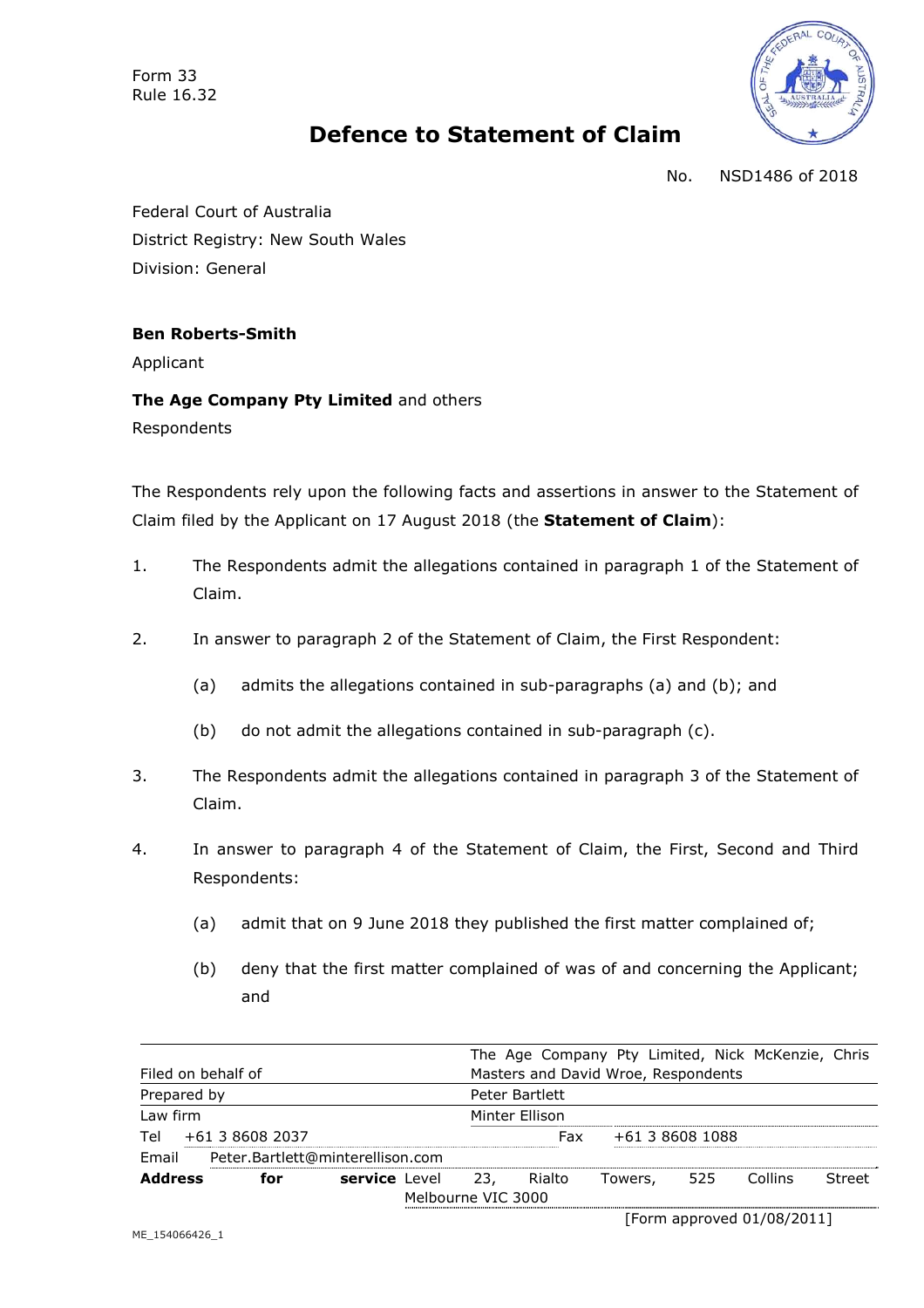Form 33
Rule 16.32

# Defence to Statement of Claim

No. NSD1486 of 2018

Federal Court of Australia
District Registry: New South Wales
Division: General

**Ben Roberts-Smith**
Applicant

**The Age Company Pty Limited** and others
Respondents

The Respondents rely upon the following facts and assertions in answer to the Statement of Claim filed by the Applicant on 17 August 2018 (the **Statement of Claim**):

1. The Respondents admit the allegations contained in paragraph 1 of the Statement of Claim.

2. In answer to paragraph 2 of the Statement of Claim, the First Respondent:

   (a) admits the allegations contained in sub-paragraphs (a) and (b); and

   (b) do not admit the allegations contained in sub-paragraph (c).

3. The Respondents admit the allegations contained in paragraph 3 of the Statement of Claim.

4. In answer to paragraph 4 of the Statement of Claim, the First, Second and Third Respondents:

   (a) admit that on 9 June 2018 they published the first matter complained of;

   (b) deny that the first matter complained of was of and concerning the Applicant; and

| | |
|---|---|
| Filed on behalf of | The Age Company Pty Limited, Nick McKenzie, Chris Masters and David Wroe, Respondents |
| Prepared by | Peter Bartlett |
| Law firm | Minter Ellison |
| Tel +61 3 8608 2037 | Fax +61 3 8608 1088 |
| Email Peter.Bartlett@minterellison.com | |
| **Address for service** | Level 23, Rialto Towers, 525 Collins Street Melbourne VIC 3000 |

[Form approved 01/08/2011]

ME_154066426_1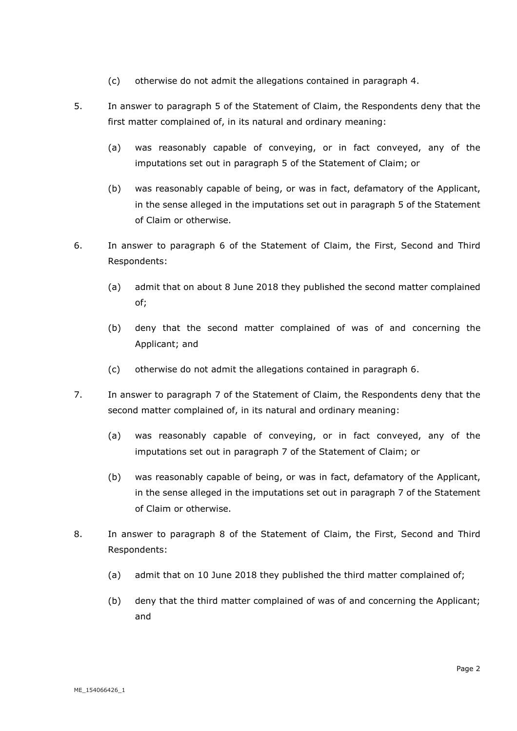(c) otherwise do not admit the allegations contained in paragraph 4.

5. In answer to paragraph 5 of the Statement of Claim, the Respondents deny that the first matter complained of, in its natural and ordinary meaning:

   (a) was reasonably capable of conveying, or in fact conveyed, any of the imputations set out in paragraph 5 of the Statement of Claim; or

   (b) was reasonably capable of being, or was in fact, defamatory of the Applicant, in the sense alleged in the imputations set out in paragraph 5 of the Statement of Claim or otherwise.

6. In answer to paragraph 6 of the Statement of Claim, the First, Second and Third Respondents:

   (a) admit that on about 8 June 2018 they published the second matter complained of;

   (b) deny that the second matter complained of was of and concerning the Applicant; and

   (c) otherwise do not admit the allegations contained in paragraph 6.

7. In answer to paragraph 7 of the Statement of Claim, the Respondents deny that the second matter complained of, in its natural and ordinary meaning:

   (a) was reasonably capable of conveying, or in fact conveyed, any of the imputations set out in paragraph 7 of the Statement of Claim; or

   (b) was reasonably capable of being, or was in fact, defamatory of the Applicant, in the sense alleged in the imputations set out in paragraph 7 of the Statement of Claim or otherwise.

8. In answer to paragraph 8 of the Statement of Claim, the First, Second and Third Respondents:

   (a) admit that on 10 June 2018 they published the third matter complained of;

   (b) deny that the third matter complained of was of and concerning the Applicant; and

ME_154066426_1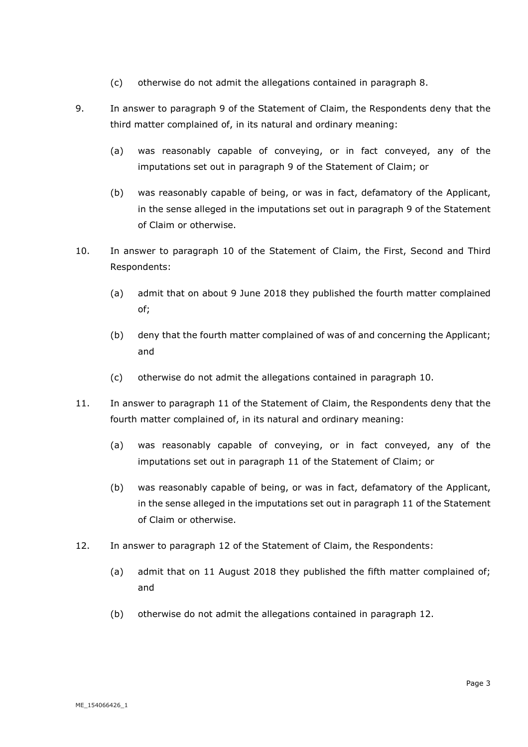(c) otherwise do not admit the allegations contained in paragraph 8.

9. In answer to paragraph 9 of the Statement of Claim, the Respondents deny that the third matter complained of, in its natural and ordinary meaning:

   (a) was reasonably capable of conveying, or in fact conveyed, any of the imputations set out in paragraph 9 of the Statement of Claim; or

   (b) was reasonably capable of being, or was in fact, defamatory of the Applicant, in the sense alleged in the imputations set out in paragraph 9 of the Statement of Claim or otherwise.

10. In answer to paragraph 10 of the Statement of Claim, the First, Second and Third Respondents:

    (a) admit that on about 9 June 2018 they published the fourth matter complained of;

    (b) deny that the fourth matter complained of was of and concerning the Applicant; and

    (c) otherwise do not admit the allegations contained in paragraph 10.

11. In answer to paragraph 11 of the Statement of Claim, the Respondents deny that the fourth matter complained of, in its natural and ordinary meaning:

    (a) was reasonably capable of conveying, or in fact conveyed, any of the imputations set out in paragraph 11 of the Statement of Claim; or

    (b) was reasonably capable of being, or was in fact, defamatory of the Applicant, in the sense alleged in the imputations set out in paragraph 11 of the Statement of Claim or otherwise.

12. In answer to paragraph 12 of the Statement of Claim, the Respondents:

    (a) admit that on 11 August 2018 they published the fifth matter complained of; and

    (b) otherwise do not admit the allegations contained in paragraph 12.

ME_154066426_1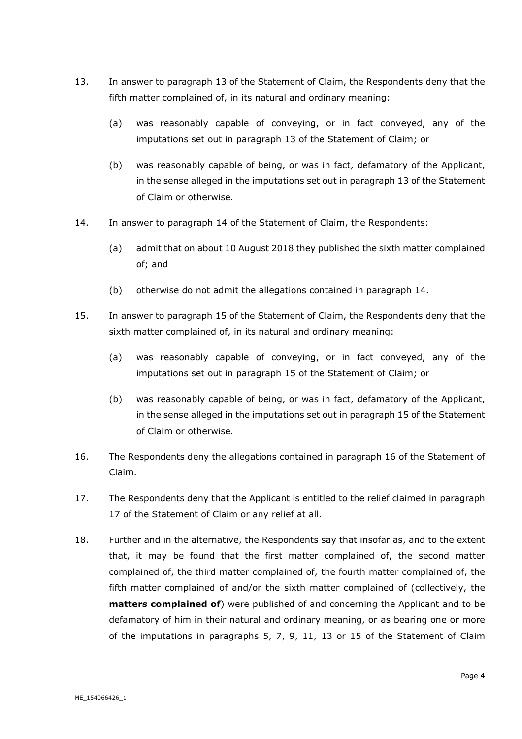13. In answer to paragraph 13 of the Statement of Claim, the Respondents deny that the fifth matter complained of, in its natural and ordinary meaning:

    (a) was reasonably capable of conveying, or in fact conveyed, any of the imputations set out in paragraph 13 of the Statement of Claim; or

    (b) was reasonably capable of being, or was in fact, defamatory of the Applicant, in the sense alleged in the imputations set out in paragraph 13 of the Statement of Claim or otherwise.

14. In answer to paragraph 14 of the Statement of Claim, the Respondents:

    (a) admit that on about 10 August 2018 they published the sixth matter complained of; and

    (b) otherwise do not admit the allegations contained in paragraph 14.

15. In answer to paragraph 15 of the Statement of Claim, the Respondents deny that the sixth matter complained of, in its natural and ordinary meaning:

    (a) was reasonably capable of conveying, or in fact conveyed, any of the imputations set out in paragraph 15 of the Statement of Claim; or

    (b) was reasonably capable of being, or was in fact, defamatory of the Applicant, in the sense alleged in the imputations set out in paragraph 15 of the Statement of Claim or otherwise.

16. The Respondents deny the allegations contained in paragraph 16 of the Statement of Claim.

17. The Respondents deny that the Applicant is entitled to the relief claimed in paragraph 17 of the Statement of Claim or any relief at all.

18. Further and in the alternative, the Respondents say that insofar as, and to the extent that, it may be found that the first matter complained of, the second matter complained of, the third matter complained of, the fourth matter complained of, the fifth matter complained of and/or the sixth matter complained of (collectively, the **matters complained of**) were published of and concerning the Applicant and to be defamatory of him in their natural and ordinary meaning, or as bearing one or more of the imputations in paragraphs 5, 7, 9, 11, 13 or 15 of the Statement of Claim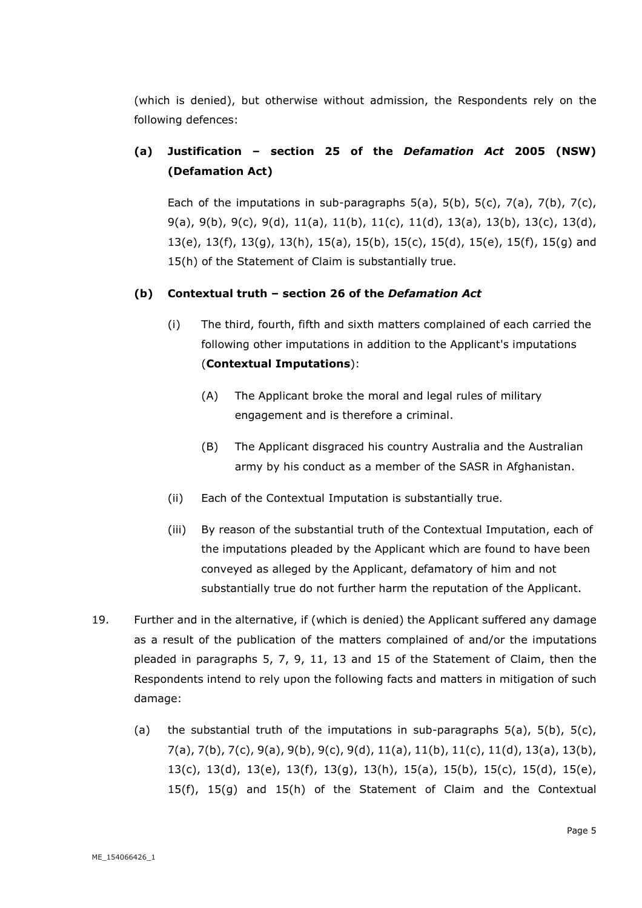(which is denied), but otherwise without admission, the Respondents rely on the following defences:

**(a) Justification – section 25 of the *Defamation Act* 2005 (NSW) (Defamation Act)**

Each of the imputations in sub-paragraphs 5(a), 5(b), 5(c), 7(a), 7(b), 7(c), 9(a), 9(b), 9(c), 9(d), 11(a), 11(b), 11(c), 11(d), 13(a), 13(b), 13(c), 13(d), 13(e), 13(f), 13(g), 13(h), 15(a), 15(b), 15(c), 15(d), 15(e), 15(f), 15(g) and 15(h) of the Statement of Claim is substantially true.

**(b) Contextual truth – section 26 of the *Defamation Act***

(i) The third, fourth, fifth and sixth matters complained of each carried the following other imputations in addition to the Applicant's imputations (**Contextual Imputations**):

(A) The Applicant broke the moral and legal rules of military engagement and is therefore a criminal.

(B) The Applicant disgraced his country Australia and the Australian army by his conduct as a member of the SASR in Afghanistan.

(ii) Each of the Contextual Imputation is substantially true.

(iii) By reason of the substantial truth of the Contextual Imputation, each of the imputations pleaded by the Applicant which are found to have been conveyed as alleged by the Applicant, defamatory of him and not substantially true do not further harm the reputation of the Applicant.

19. Further and in the alternative, if (which is denied) the Applicant suffered any damage as a result of the publication of the matters complained of and/or the imputations pleaded in paragraphs 5, 7, 9, 11, 13 and 15 of the Statement of Claim, then the Respondents intend to rely upon the following facts and matters in mitigation of such damage:

(a) the substantial truth of the imputations in sub-paragraphs 5(a), 5(b), 5(c), 7(a), 7(b), 7(c), 9(a), 9(b), 9(c), 9(d), 11(a), 11(b), 11(c), 11(d), 13(a), 13(b), 13(c), 13(d), 13(e), 13(f), 13(g), 13(h), 15(a), 15(b), 15(c), 15(d), 15(e), 15(f), 15(g) and 15(h) of the Statement of Claim and the Contextual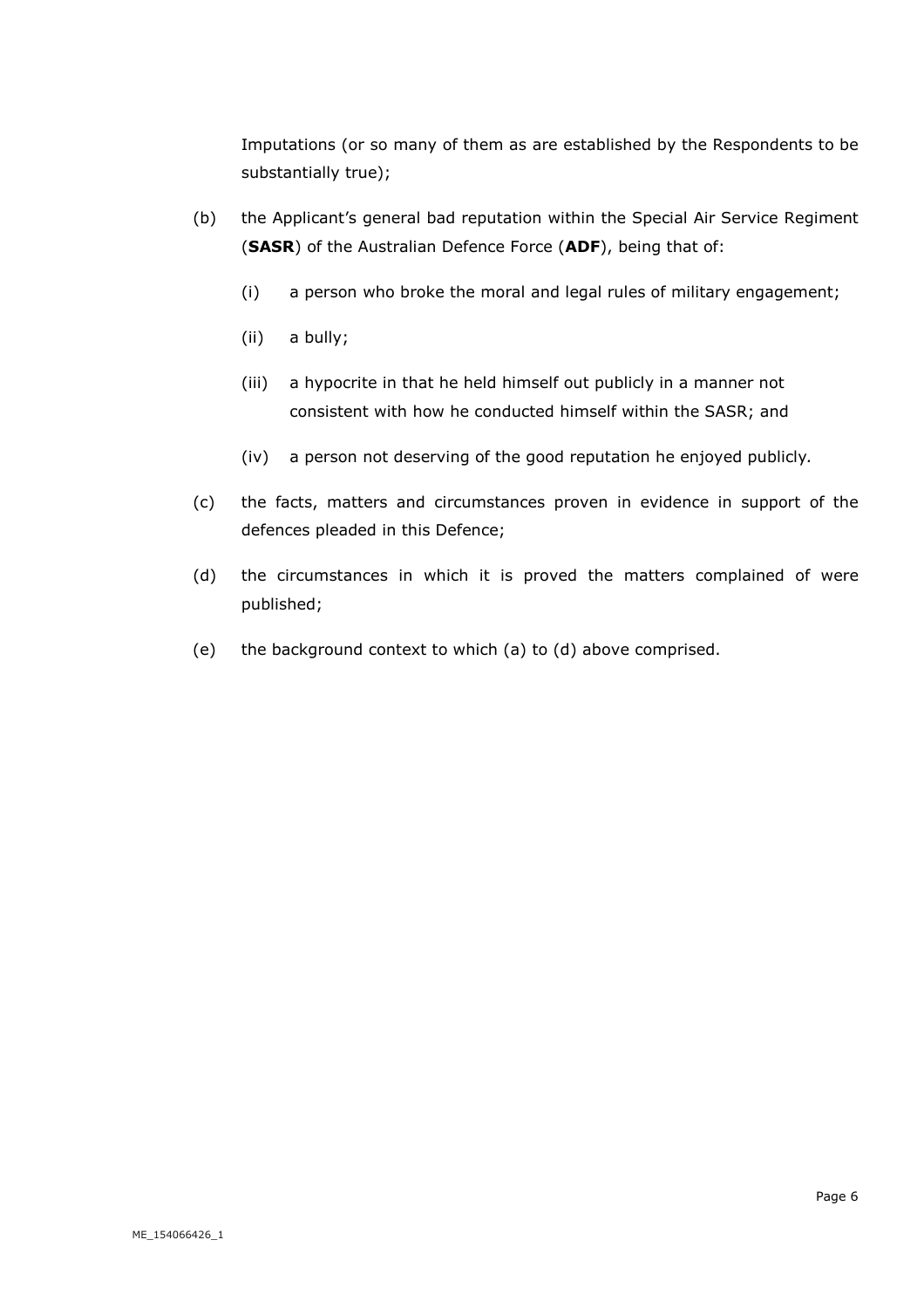Imputations (or so many of them as are established by the Respondents to be substantially true);

(b) the Applicant's general bad reputation within the Special Air Service Regiment (**SASR**) of the Australian Defence Force (**ADF**), being that of:

  (i) a person who broke the moral and legal rules of military engagement;

  (ii) a bully;

  (iii) a hypocrite in that he held himself out publicly in a manner not consistent with how he conducted himself within the SASR; and

  (iv) a person not deserving of the good reputation he enjoyed publicly.

(c) the facts, matters and circumstances proven in evidence in support of the defences pleaded in this Defence;

(d) the circumstances in which it is proved the matters complained of were published;

(e) the background context to which (a) to (d) above comprised.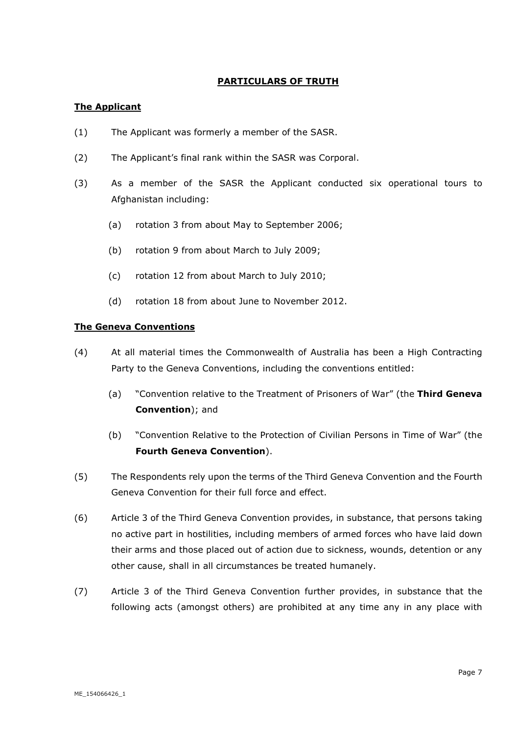## **PARTICULARS OF TRUTH**

### **The Applicant**

(1) The Applicant was formerly a member of the SASR.

(2) The Applicant's final rank within the SASR was Corporal.

(3) As a member of the SASR the Applicant conducted six operational tours to Afghanistan including:

  (a) rotation 3 from about May to September 2006;

  (b) rotation 9 from about March to July 2009;

  (c) rotation 12 from about March to July 2010;

  (d) rotation 18 from about June to November 2012.

### **The Geneva Conventions**

(4) At all material times the Commonwealth of Australia has been a High Contracting Party to the Geneva Conventions, including the conventions entitled:

  (a) "Convention relative to the Treatment of Prisoners of War" (the **Third Geneva Convention**); and

  (b) "Convention Relative to the Protection of Civilian Persons in Time of War" (the **Fourth Geneva Convention**).

(5) The Respondents rely upon the terms of the Third Geneva Convention and the Fourth Geneva Convention for their full force and effect.

(6) Article 3 of the Third Geneva Convention provides, in substance, that persons taking no active part in hostilities, including members of armed forces who have laid down their arms and those placed out of action due to sickness, wounds, detention or any other cause, shall in all circumstances be treated humanely.

(7) Article 3 of the Third Geneva Convention further provides, in substance that the following acts (amongst others) are prohibited at any time any in any place with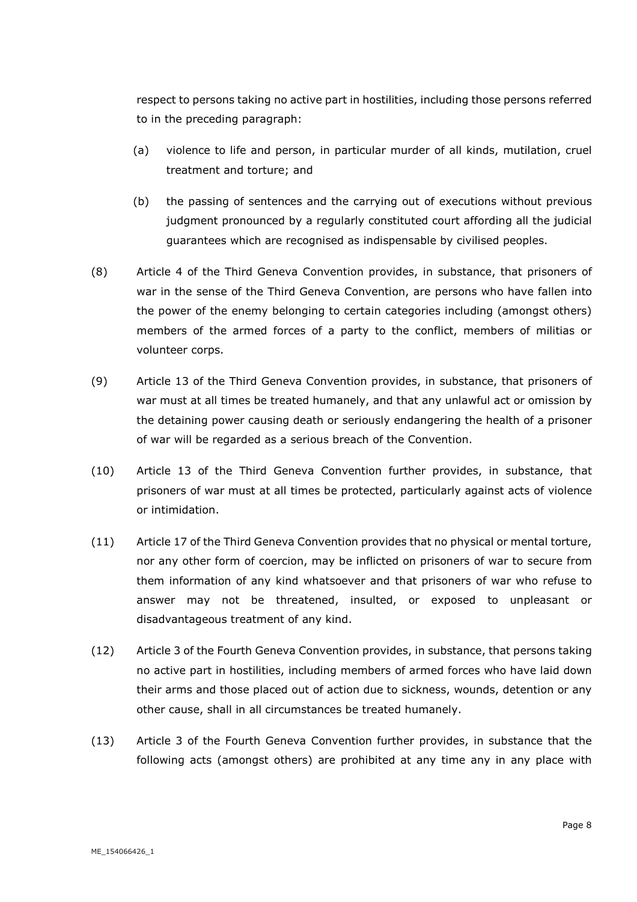respect to persons taking no active part in hostilities, including those persons referred to in the preceding paragraph:

(a) violence to life and person, in particular murder of all kinds, mutilation, cruel treatment and torture; and

(b) the passing of sentences and the carrying out of executions without previous judgment pronounced by a regularly constituted court affording all the judicial guarantees which are recognised as indispensable by civilised peoples.

(8) Article 4 of the Third Geneva Convention provides, in substance, that prisoners of war in the sense of the Third Geneva Convention, are persons who have fallen into the power of the enemy belonging to certain categories including (amongst others) members of the armed forces of a party to the conflict, members of militias or volunteer corps.

(9) Article 13 of the Third Geneva Convention provides, in substance, that prisoners of war must at all times be treated humanely, and that any unlawful act or omission by the detaining power causing death or seriously endangering the health of a prisoner of war will be regarded as a serious breach of the Convention.

(10) Article 13 of the Third Geneva Convention further provides, in substance, that prisoners of war must at all times be protected, particularly against acts of violence or intimidation.

(11) Article 17 of the Third Geneva Convention provides that no physical or mental torture, nor any other form of coercion, may be inflicted on prisoners of war to secure from them information of any kind whatsoever and that prisoners of war who refuse to answer may not be threatened, insulted, or exposed to unpleasant or disadvantageous treatment of any kind.

(12) Article 3 of the Fourth Geneva Convention provides, in substance, that persons taking no active part in hostilities, including members of armed forces who have laid down their arms and those placed out of action due to sickness, wounds, detention or any other cause, shall in all circumstances be treated humanely.

(13) Article 3 of the Fourth Geneva Convention further provides, in substance that the following acts (amongst others) are prohibited at any time any in any place with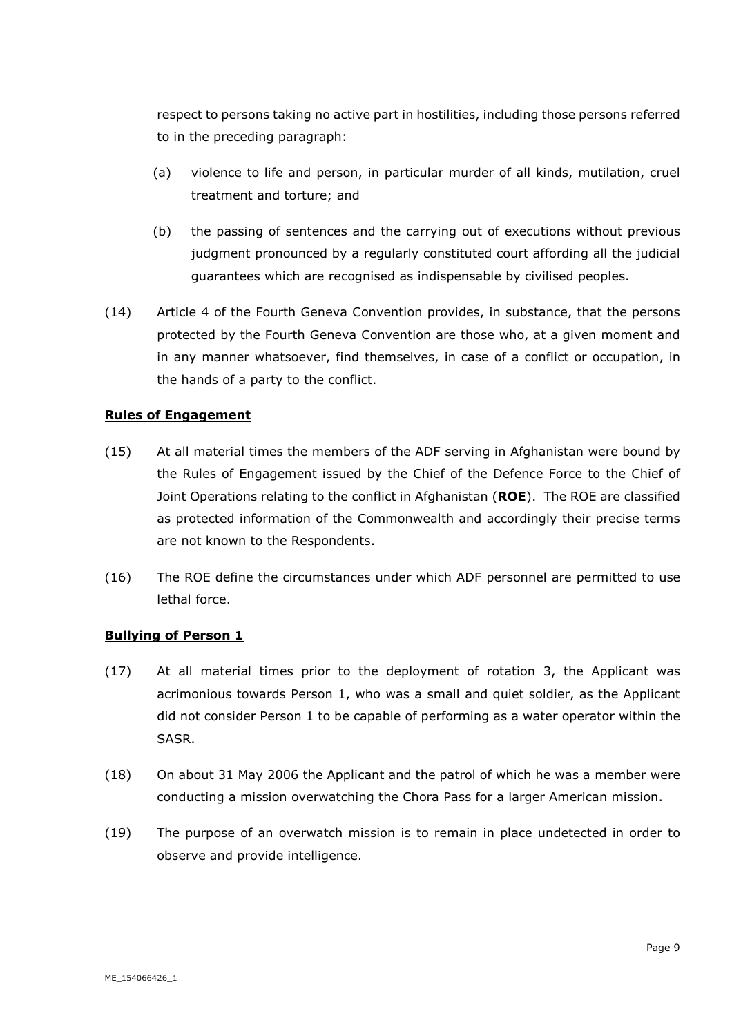respect to persons taking no active part in hostilities, including those persons referred to in the preceding paragraph:

(a) violence to life and person, in particular murder of all kinds, mutilation, cruel treatment and torture; and

(b) the passing of sentences and the carrying out of executions without previous judgment pronounced by a regularly constituted court affording all the judicial guarantees which are recognised as indispensable by civilised peoples.

(14) Article 4 of the Fourth Geneva Convention provides, in substance, that the persons protected by the Fourth Geneva Convention are those who, at a given moment and in any manner whatsoever, find themselves, in case of a conflict or occupation, in the hands of a party to the conflict.

**Rules of Engagement**

(15) At all material times the members of the ADF serving in Afghanistan were bound by the Rules of Engagement issued by the Chief of the Defence Force to the Chief of Joint Operations relating to the conflict in Afghanistan (**ROE**). The ROE are classified as protected information of the Commonwealth and accordingly their precise terms are not known to the Respondents.

(16) The ROE define the circumstances under which ADF personnel are permitted to use lethal force.

**Bullying of Person 1**

(17) At all material times prior to the deployment of rotation 3, the Applicant was acrimonious towards Person 1, who was a small and quiet soldier, as the Applicant did not consider Person 1 to be capable of performing as a water operator within the SASR.

(18) On about 31 May 2006 the Applicant and the patrol of which he was a member were conducting a mission overwatching the Chora Pass for a larger American mission.

(19) The purpose of an overwatch mission is to remain in place undetected in order to observe and provide intelligence.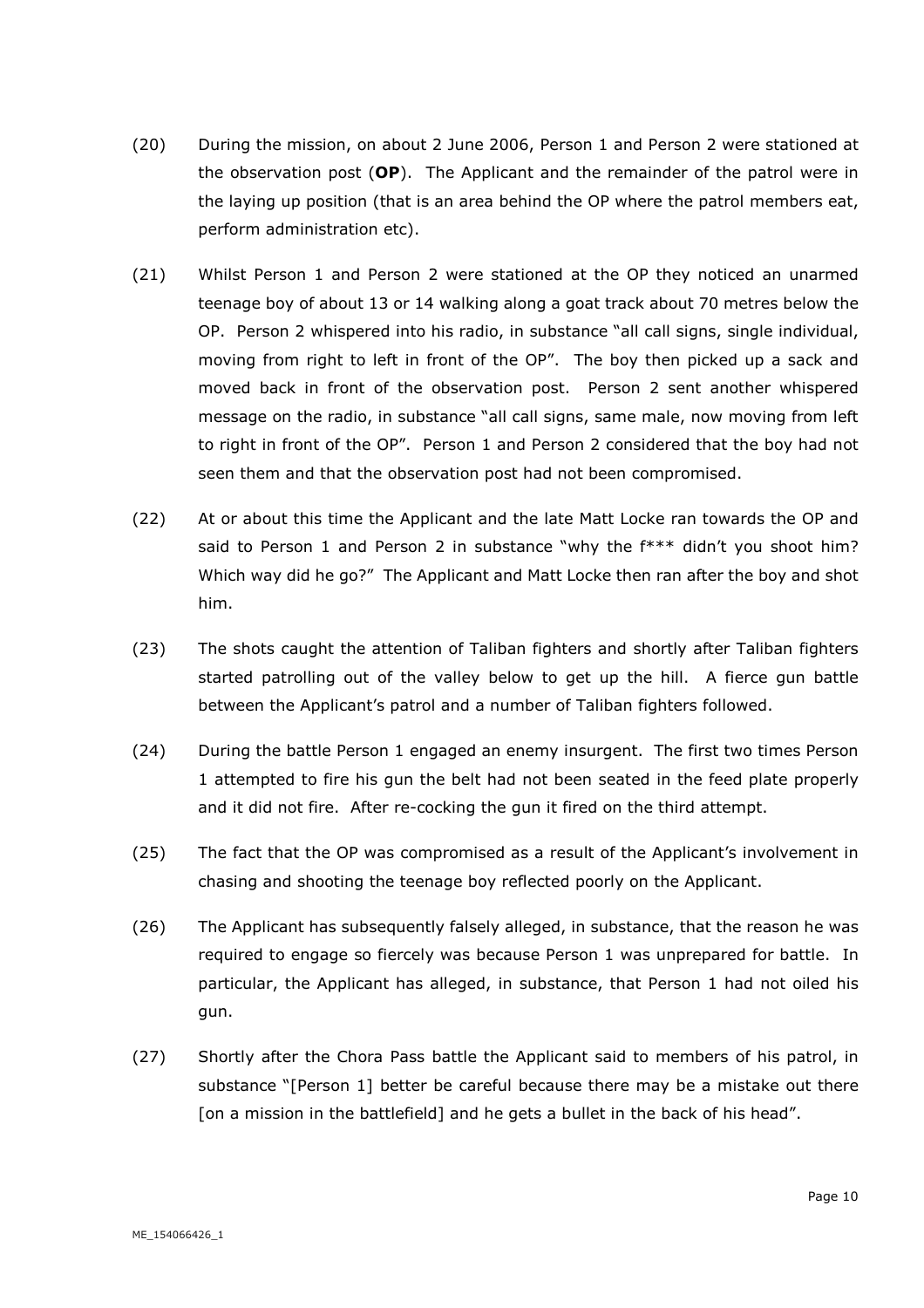(20) During the mission, on about 2 June 2006, Person 1 and Person 2 were stationed at the observation post (**OP**). The Applicant and the remainder of the patrol were in the laying up position (that is an area behind the OP where the patrol members eat, perform administration etc).

(21) Whilst Person 1 and Person 2 were stationed at the OP they noticed an unarmed teenage boy of about 13 or 14 walking along a goat track about 70 metres below the OP. Person 2 whispered into his radio, in substance "all call signs, single individual, moving from right to left in front of the OP". The boy then picked up a sack and moved back in front of the observation post. Person 2 sent another whispered message on the radio, in substance "all call signs, same male, now moving from left to right in front of the OP". Person 1 and Person 2 considered that the boy had not seen them and that the observation post had not been compromised.

(22) At or about this time the Applicant and the late Matt Locke ran towards the OP and said to Person 1 and Person 2 in substance "why the f*** didn't you shoot him? Which way did he go?" The Applicant and Matt Locke then ran after the boy and shot him.

(23) The shots caught the attention of Taliban fighters and shortly after Taliban fighters started patrolling out of the valley below to get up the hill. A fierce gun battle between the Applicant's patrol and a number of Taliban fighters followed.

(24) During the battle Person 1 engaged an enemy insurgent. The first two times Person 1 attempted to fire his gun the belt had not been seated in the feed plate properly and it did not fire. After re-cocking the gun it fired on the third attempt.

(25) The fact that the OP was compromised as a result of the Applicant's involvement in chasing and shooting the teenage boy reflected poorly on the Applicant.

(26) The Applicant has subsequently falsely alleged, in substance, that the reason he was required to engage so fiercely was because Person 1 was unprepared for battle. In particular, the Applicant has alleged, in substance, that Person 1 had not oiled his gun.

(27) Shortly after the Chora Pass battle the Applicant said to members of his patrol, in substance "[Person 1] better be careful because there may be a mistake out there [on a mission in the battlefield] and he gets a bullet in the back of his head".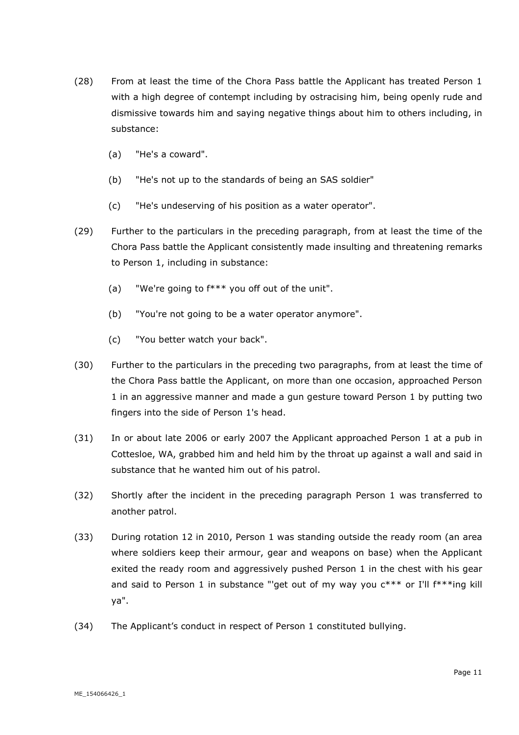(28) From at least the time of the Chora Pass battle the Applicant has treated Person 1 with a high degree of contempt including by ostracising him, being openly rude and dismissive towards him and saying negative things about him to others including, in substance:

   (a) "He's a coward".

   (b) "He's not up to the standards of being an SAS soldier"

   (c) "He's undeserving of his position as a water operator".

(29) Further to the particulars in the preceding paragraph, from at least the time of the Chora Pass battle the Applicant consistently made insulting and threatening remarks to Person 1, including in substance:

   (a) "We're going to f*** you off out of the unit".

   (b) "You're not going to be a water operator anymore".

   (c) "You better watch your back".

(30) Further to the particulars in the preceding two paragraphs, from at least the time of the Chora Pass battle the Applicant, on more than one occasion, approached Person 1 in an aggressive manner and made a gun gesture toward Person 1 by putting two fingers into the side of Person 1's head.

(31) In or about late 2006 or early 2007 the Applicant approached Person 1 at a pub in Cottesloe, WA, grabbed him and held him by the throat up against a wall and said in substance that he wanted him out of his patrol.

(32) Shortly after the incident in the preceding paragraph Person 1 was transferred to another patrol.

(33) During rotation 12 in 2010, Person 1 was standing outside the ready room (an area where soldiers keep their armour, gear and weapons on base) when the Applicant exited the ready room and aggressively pushed Person 1 in the chest with his gear and said to Person 1 in substance "'get out of my way you c*** or I'll f***ing kill ya".

(34) The Applicant's conduct in respect of Person 1 constituted bullying.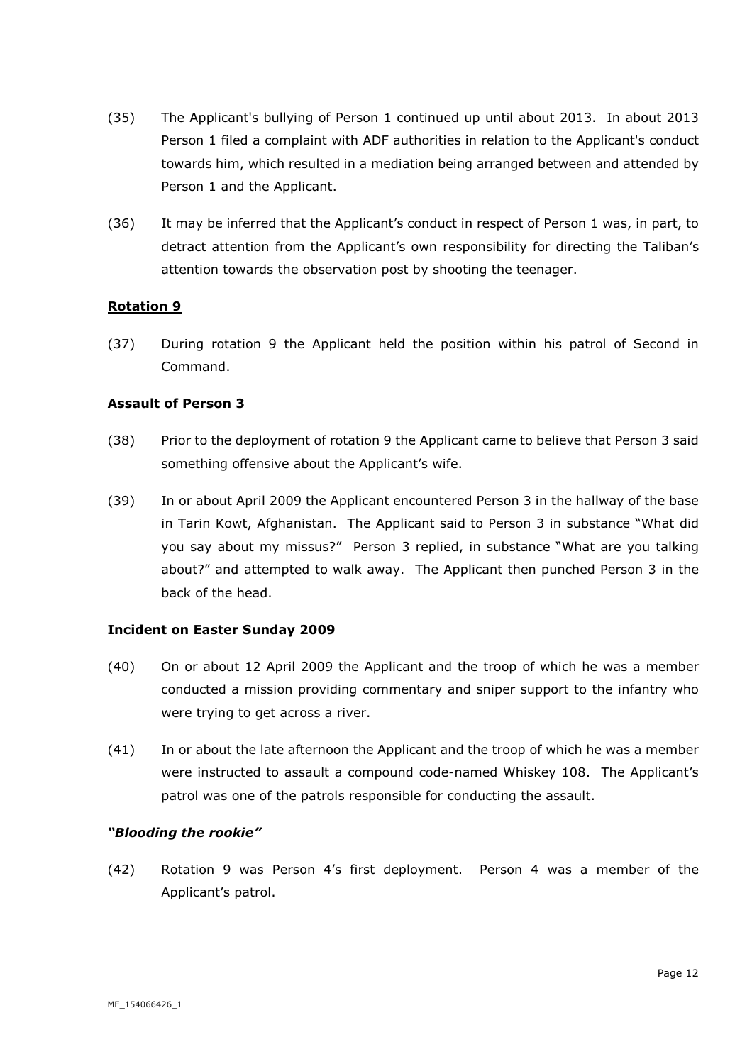(35) The Applicant's bullying of Person 1 continued up until about 2013. In about 2013 Person 1 filed a complaint with ADF authorities in relation to the Applicant's conduct towards him, which resulted in a mediation being arranged between and attended by Person 1 and the Applicant.

(36) It may be inferred that the Applicant's conduct in respect of Person 1 was, in part, to detract attention from the Applicant's own responsibility for directing the Taliban's attention towards the observation post by shooting the teenager.

**Rotation 9**

(37) During rotation 9 the Applicant held the position within his patrol of Second in Command.

**Assault of Person 3**

(38) Prior to the deployment of rotation 9 the Applicant came to believe that Person 3 said something offensive about the Applicant's wife.

(39) In or about April 2009 the Applicant encountered Person 3 in the hallway of the base in Tarin Kowt, Afghanistan. The Applicant said to Person 3 in substance "What did you say about my missus?" Person 3 replied, in substance "What are you talking about?" and attempted to walk away. The Applicant then punched Person 3 in the back of the head.

**Incident on Easter Sunday 2009**

(40) On or about 12 April 2009 the Applicant and the troop of which he was a member conducted a mission providing commentary and sniper support to the infantry who were trying to get across a river.

(41) In or about the late afternoon the Applicant and the troop of which he was a member were instructed to assault a compound code-named Whiskey 108. The Applicant's patrol was one of the patrols responsible for conducting the assault.

***"Blooding the rookie"***

(42) Rotation 9 was Person 4's first deployment. Person 4 was a member of the Applicant's patrol.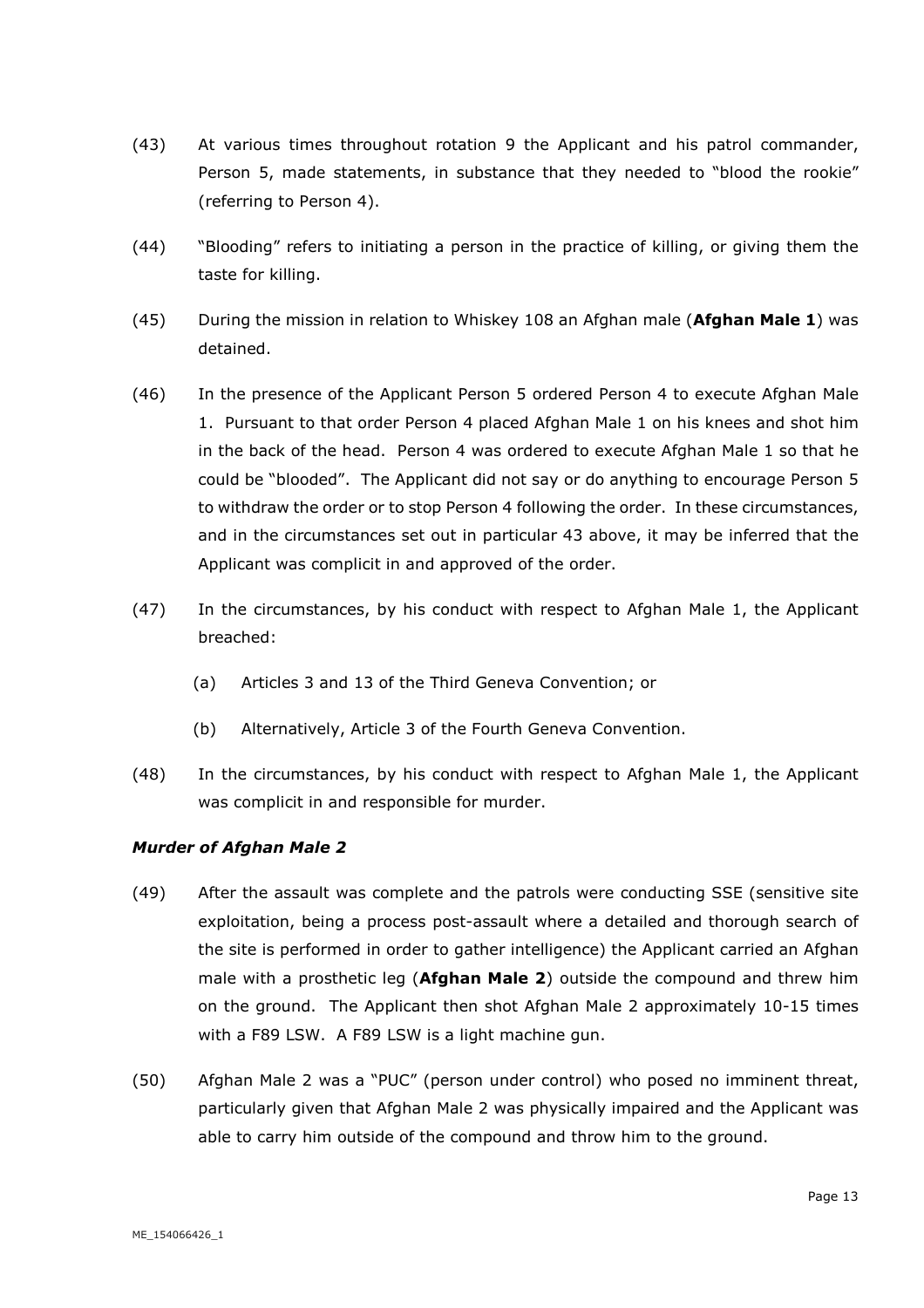(43) At various times throughout rotation 9 the Applicant and his patrol commander, Person 5, made statements, in substance that they needed to "blood the rookie" (referring to Person 4).

(44) "Blooding" refers to initiating a person in the practice of killing, or giving them the taste for killing.

(45) During the mission in relation to Whiskey 108 an Afghan male (**Afghan Male 1**) was detained.

(46) In the presence of the Applicant Person 5 ordered Person 4 to execute Afghan Male 1. Pursuant to that order Person 4 placed Afghan Male 1 on his knees and shot him in the back of the head. Person 4 was ordered to execute Afghan Male 1 so that he could be "blooded". The Applicant did not say or do anything to encourage Person 5 to withdraw the order or to stop Person 4 following the order. In these circumstances, and in the circumstances set out in particular 43 above, it may be inferred that the Applicant was complicit in and approved of the order.

(47) In the circumstances, by his conduct with respect to Afghan Male 1, the Applicant breached:

  (a) Articles 3 and 13 of the Third Geneva Convention; or

  (b) Alternatively, Article 3 of the Fourth Geneva Convention.

(48) In the circumstances, by his conduct with respect to Afghan Male 1, the Applicant was complicit in and responsible for murder.

***Murder of Afghan Male 2***

(49) After the assault was complete and the patrols were conducting SSE (sensitive site exploitation, being a process post-assault where a detailed and thorough search of the site is performed in order to gather intelligence) the Applicant carried an Afghan male with a prosthetic leg (**Afghan Male 2**) outside the compound and threw him on the ground. The Applicant then shot Afghan Male 2 approximately 10-15 times with a F89 LSW. A F89 LSW is a light machine gun.

(50) Afghan Male 2 was a "PUC" (person under control) who posed no imminent threat, particularly given that Afghan Male 2 was physically impaired and the Applicant was able to carry him outside of the compound and throw him to the ground.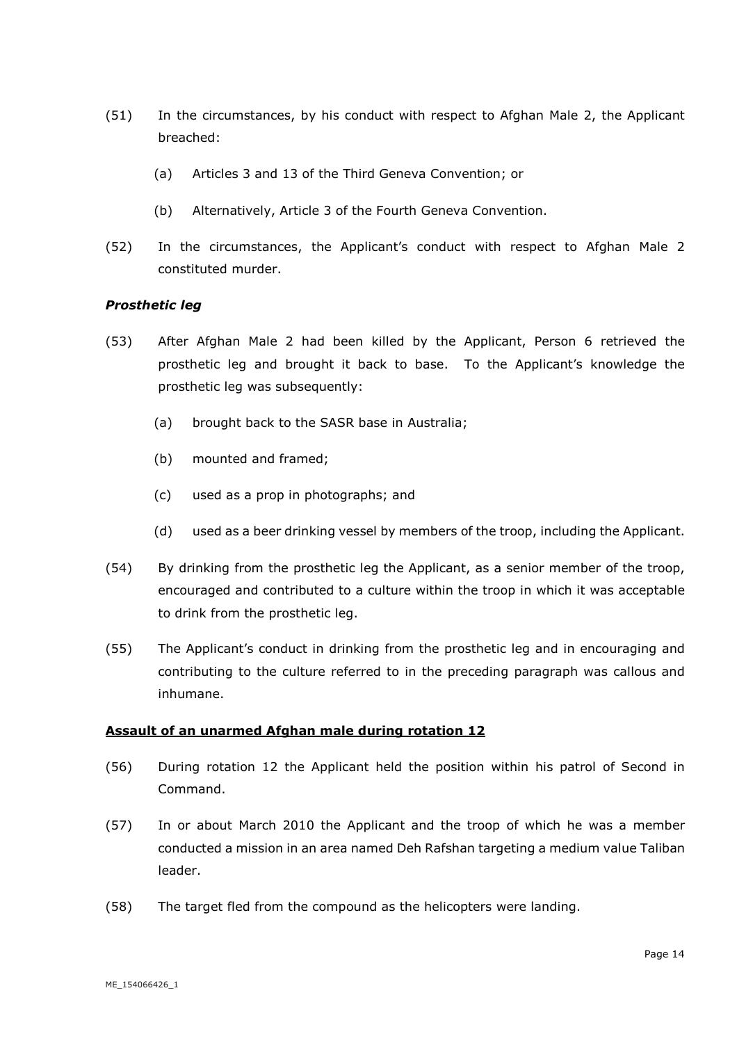(51) In the circumstances, by his conduct with respect to Afghan Male 2, the Applicant breached:

(a) Articles 3 and 13 of the Third Geneva Convention; or

(b) Alternatively, Article 3 of the Fourth Geneva Convention.

(52) In the circumstances, the Applicant's conduct with respect to Afghan Male 2 constituted murder.

***Prosthetic leg***

(53) After Afghan Male 2 had been killed by the Applicant, Person 6 retrieved the prosthetic leg and brought it back to base. To the Applicant's knowledge the prosthetic leg was subsequently:

(a) brought back to the SASR base in Australia;

(b) mounted and framed;

(c) used as a prop in photographs; and

(d) used as a beer drinking vessel by members of the troop, including the Applicant.

(54) By drinking from the prosthetic leg the Applicant, as a senior member of the troop, encouraged and contributed to a culture within the troop in which it was acceptable to drink from the prosthetic leg.

(55) The Applicant's conduct in drinking from the prosthetic leg and in encouraging and contributing to the culture referred to in the preceding paragraph was callous and inhumane.

**<u>Assault of an unarmed Afghan male during rotation 12</u>**

(56) During rotation 12 the Applicant held the position within his patrol of Second in Command.

(57) In or about March 2010 the Applicant and the troop of which he was a member conducted a mission in an area named Deh Rafshan targeting a medium value Taliban leader.

(58) The target fled from the compound as the helicopters were landing.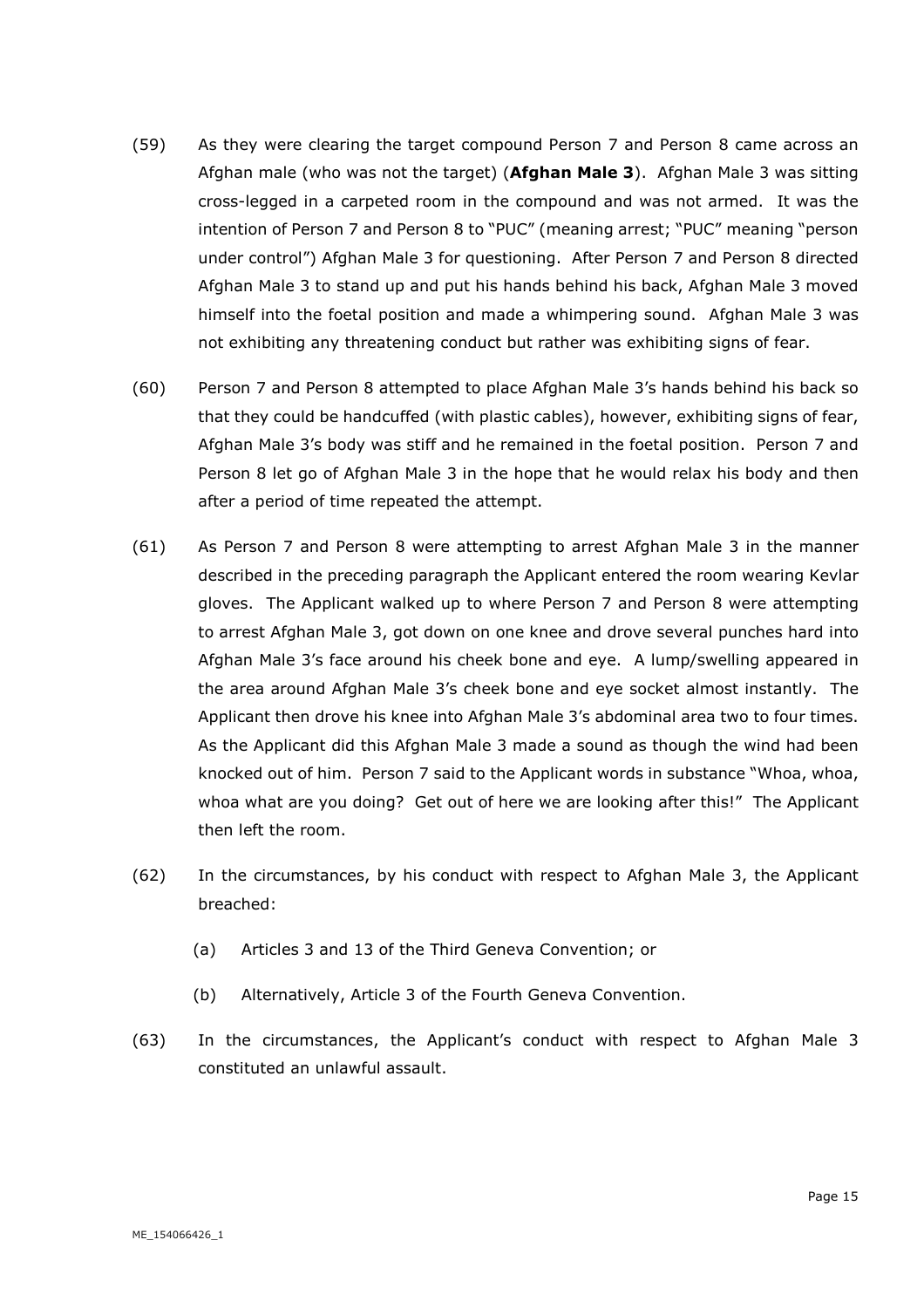(59) As they were clearing the target compound Person 7 and Person 8 came across an Afghan male (who was not the target) (**Afghan Male 3**). Afghan Male 3 was sitting cross-legged in a carpeted room in the compound and was not armed. It was the intention of Person 7 and Person 8 to "PUC" (meaning arrest; "PUC" meaning "person under control") Afghan Male 3 for questioning. After Person 7 and Person 8 directed Afghan Male 3 to stand up and put his hands behind his back, Afghan Male 3 moved himself into the foetal position and made a whimpering sound. Afghan Male 3 was not exhibiting any threatening conduct but rather was exhibiting signs of fear.

(60) Person 7 and Person 8 attempted to place Afghan Male 3's hands behind his back so that they could be handcuffed (with plastic cables), however, exhibiting signs of fear, Afghan Male 3's body was stiff and he remained in the foetal position. Person 7 and Person 8 let go of Afghan Male 3 in the hope that he would relax his body and then after a period of time repeated the attempt.

(61) As Person 7 and Person 8 were attempting to arrest Afghan Male 3 in the manner described in the preceding paragraph the Applicant entered the room wearing Kevlar gloves. The Applicant walked up to where Person 7 and Person 8 were attempting to arrest Afghan Male 3, got down on one knee and drove several punches hard into Afghan Male 3's face around his cheek bone and eye. A lump/swelling appeared in the area around Afghan Male 3's cheek bone and eye socket almost instantly. The Applicant then drove his knee into Afghan Male 3's abdominal area two to four times. As the Applicant did this Afghan Male 3 made a sound as though the wind had been knocked out of him. Person 7 said to the Applicant words in substance "Whoa, whoa, whoa what are you doing? Get out of here we are looking after this!" The Applicant then left the room.

(62) In the circumstances, by his conduct with respect to Afghan Male 3, the Applicant breached:

(a) Articles 3 and 13 of the Third Geneva Convention; or

(b) Alternatively, Article 3 of the Fourth Geneva Convention.

(63) In the circumstances, the Applicant's conduct with respect to Afghan Male 3 constituted an unlawful assault.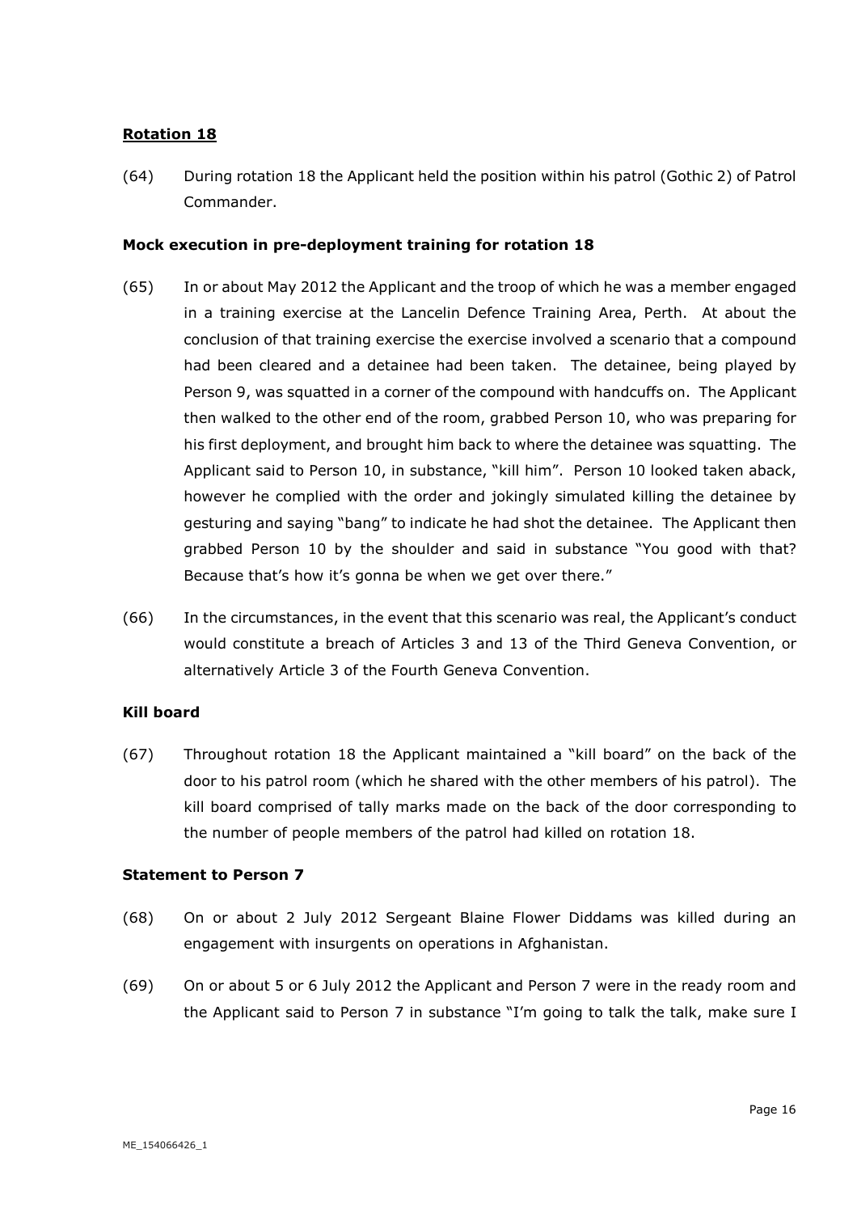## Rotation 18

(64) During rotation 18 the Applicant held the position within his patrol (Gothic 2) of Patrol Commander.

### Mock execution in pre-deployment training for rotation 18

(65) In or about May 2012 the Applicant and the troop of which he was a member engaged in a training exercise at the Lancelin Defence Training Area, Perth. At about the conclusion of that training exercise the exercise involved a scenario that a compound had been cleared and a detainee had been taken. The detainee, being played by Person 9, was squatted in a corner of the compound with handcuffs on. The Applicant then walked to the other end of the room, grabbed Person 10, who was preparing for his first deployment, and brought him back to where the detainee was squatting. The Applicant said to Person 10, in substance, "kill him". Person 10 looked taken aback, however he complied with the order and jokingly simulated killing the detainee by gesturing and saying "bang" to indicate he had shot the detainee. The Applicant then grabbed Person 10 by the shoulder and said in substance "You good with that? Because that's how it's gonna be when we get over there."

(66) In the circumstances, in the event that this scenario was real, the Applicant's conduct would constitute a breach of Articles 3 and 13 of the Third Geneva Convention, or alternatively Article 3 of the Fourth Geneva Convention.

### Kill board

(67) Throughout rotation 18 the Applicant maintained a "kill board" on the back of the door to his patrol room (which he shared with the other members of his patrol). The kill board comprised of tally marks made on the back of the door corresponding to the number of people members of the patrol had killed on rotation 18.

### Statement to Person 7

(68) On or about 2 July 2012 Sergeant Blaine Flower Diddams was killed during an engagement with insurgents on operations in Afghanistan.

(69) On or about 5 or 6 July 2012 the Applicant and Person 7 were in the ready room and the Applicant said to Person 7 in substance "I'm going to talk the talk, make sure I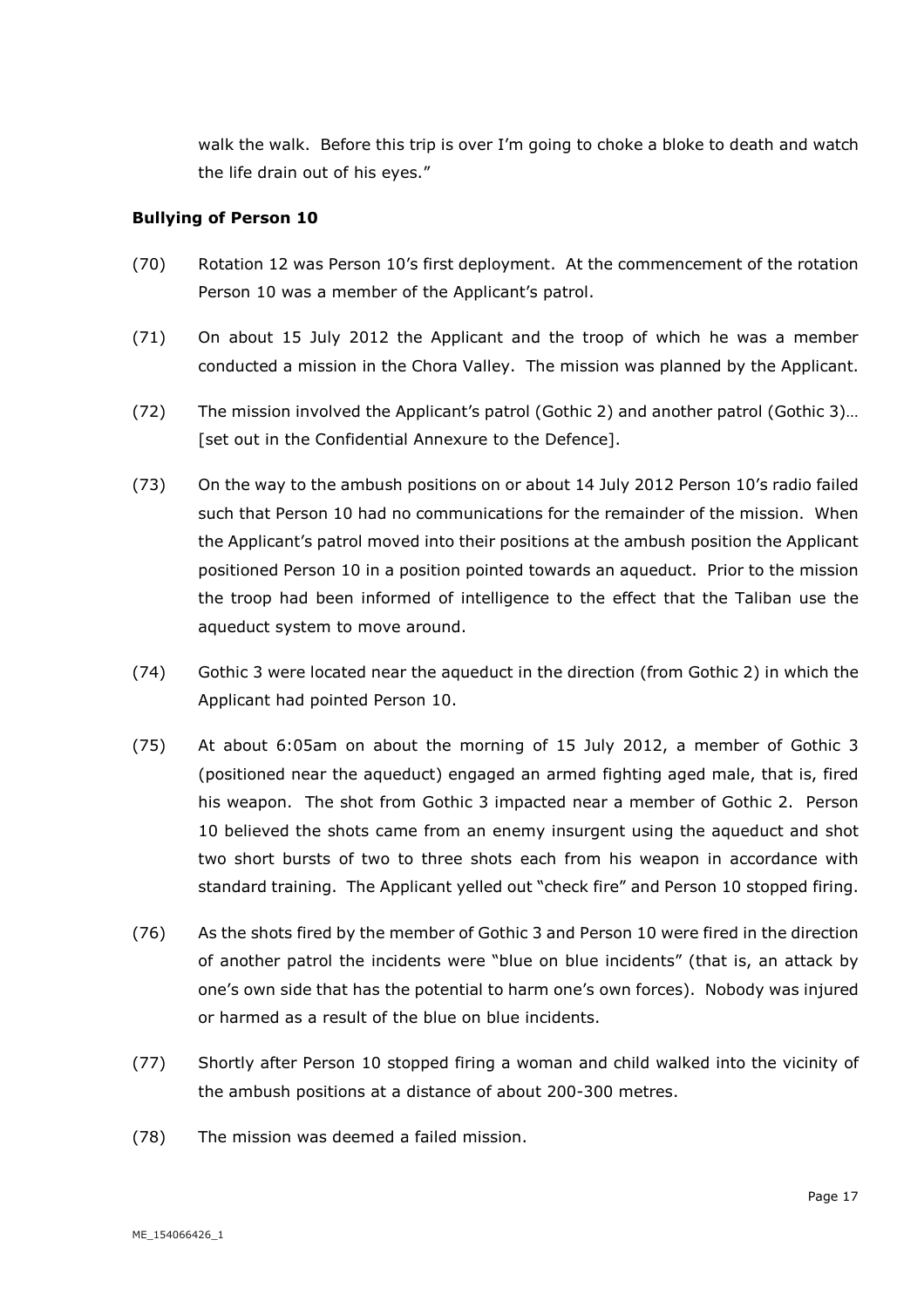walk the walk. Before this trip is over I'm going to choke a bloke to death and watch the life drain out of his eyes."

**Bullying of Person 10**

(70) Rotation 12 was Person 10's first deployment. At the commencement of the rotation Person 10 was a member of the Applicant's patrol.

(71) On about 15 July 2012 the Applicant and the troop of which he was a member conducted a mission in the Chora Valley. The mission was planned by the Applicant.

(72) The mission involved the Applicant's patrol (Gothic 2) and another patrol (Gothic 3)… [set out in the Confidential Annexure to the Defence].

(73) On the way to the ambush positions on or about 14 July 2012 Person 10's radio failed such that Person 10 had no communications for the remainder of the mission. When the Applicant's patrol moved into their positions at the ambush position the Applicant positioned Person 10 in a position pointed towards an aqueduct. Prior to the mission the troop had been informed of intelligence to the effect that the Taliban use the aqueduct system to move around.

(74) Gothic 3 were located near the aqueduct in the direction (from Gothic 2) in which the Applicant had pointed Person 10.

(75) At about 6:05am on about the morning of 15 July 2012, a member of Gothic 3 (positioned near the aqueduct) engaged an armed fighting aged male, that is, fired his weapon. The shot from Gothic 3 impacted near a member of Gothic 2. Person 10 believed the shots came from an enemy insurgent using the aqueduct and shot two short bursts of two to three shots each from his weapon in accordance with standard training. The Applicant yelled out "check fire" and Person 10 stopped firing.

(76) As the shots fired by the member of Gothic 3 and Person 10 were fired in the direction of another patrol the incidents were "blue on blue incidents" (that is, an attack by one's own side that has the potential to harm one's own forces). Nobody was injured or harmed as a result of the blue on blue incidents.

(77) Shortly after Person 10 stopped firing a woman and child walked into the vicinity of the ambush positions at a distance of about 200-300 metres.

(78) The mission was deemed a failed mission.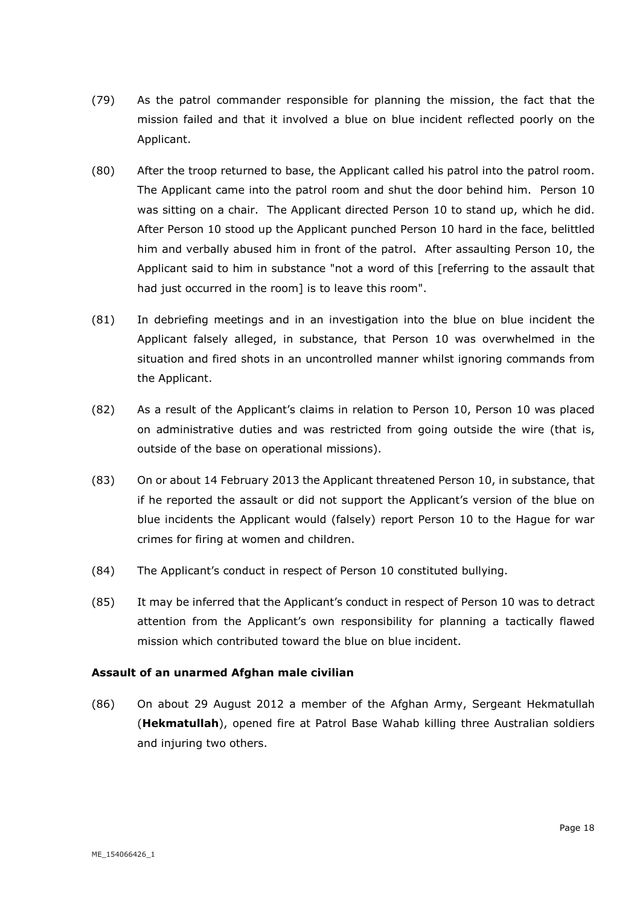(79) As the patrol commander responsible for planning the mission, the fact that the mission failed and that it involved a blue on blue incident reflected poorly on the Applicant.

(80) After the troop returned to base, the Applicant called his patrol into the patrol room. The Applicant came into the patrol room and shut the door behind him. Person 10 was sitting on a chair. The Applicant directed Person 10 to stand up, which he did. After Person 10 stood up the Applicant punched Person 10 hard in the face, belittled him and verbally abused him in front of the patrol. After assaulting Person 10, the Applicant said to him in substance "not a word of this [referring to the assault that had just occurred in the room] is to leave this room".

(81) In debriefing meetings and in an investigation into the blue on blue incident the Applicant falsely alleged, in substance, that Person 10 was overwhelmed in the situation and fired shots in an uncontrolled manner whilst ignoring commands from the Applicant.

(82) As a result of the Applicant's claims in relation to Person 10, Person 10 was placed on administrative duties and was restricted from going outside the wire (that is, outside of the base on operational missions).

(83) On or about 14 February 2013 the Applicant threatened Person 10, in substance, that if he reported the assault or did not support the Applicant's version of the blue on blue incidents the Applicant would (falsely) report Person 10 to the Hague for war crimes for firing at women and children.

(84) The Applicant's conduct in respect of Person 10 constituted bullying.

(85) It may be inferred that the Applicant's conduct in respect of Person 10 was to detract attention from the Applicant's own responsibility for planning a tactically flawed mission which contributed toward the blue on blue incident.

**Assault of an unarmed Afghan male civilian**

(86) On about 29 August 2012 a member of the Afghan Army, Sergeant Hekmatullah (**Hekmatullah**), opened fire at Patrol Base Wahab killing three Australian soldiers and injuring two others.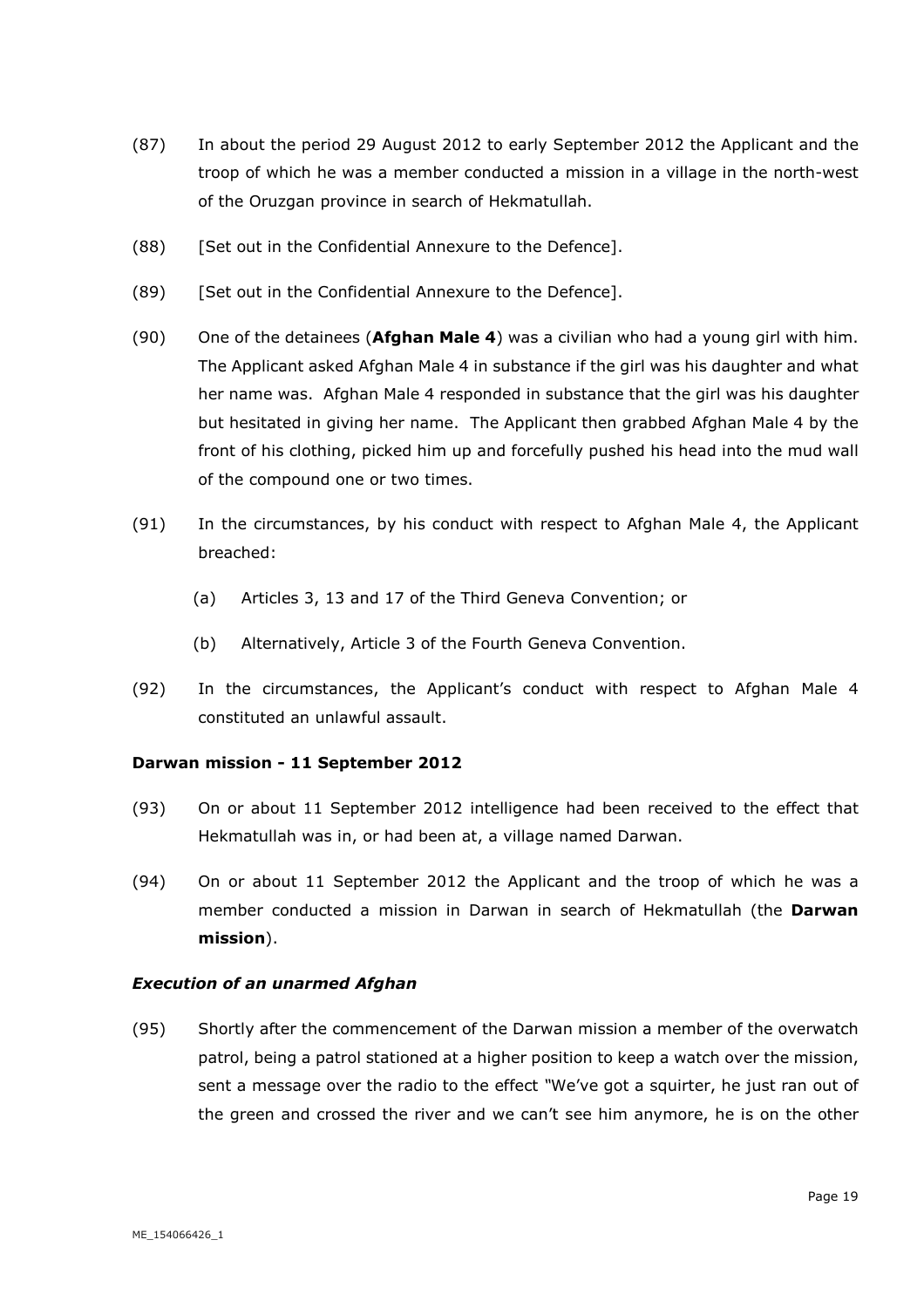(87) In about the period 29 August 2012 to early September 2012 the Applicant and the troop of which he was a member conducted a mission in a village in the north-west of the Oruzgan province in search of Hekmatullah.

(88) [Set out in the Confidential Annexure to the Defence].

(89) [Set out in the Confidential Annexure to the Defence].

(90) One of the detainees (**Afghan Male 4**) was a civilian who had a young girl with him. The Applicant asked Afghan Male 4 in substance if the girl was his daughter and what her name was. Afghan Male 4 responded in substance that the girl was his daughter but hesitated in giving her name. The Applicant then grabbed Afghan Male 4 by the front of his clothing, picked him up and forcefully pushed his head into the mud wall of the compound one or two times.

(91) In the circumstances, by his conduct with respect to Afghan Male 4, the Applicant breached:

   (a) Articles 3, 13 and 17 of the Third Geneva Convention; or

   (b) Alternatively, Article 3 of the Fourth Geneva Convention.

(92) In the circumstances, the Applicant's conduct with respect to Afghan Male 4 constituted an unlawful assault.

**Darwan mission - 11 September 2012**

(93) On or about 11 September 2012 intelligence had been received to the effect that Hekmatullah was in, or had been at, a village named Darwan.

(94) On or about 11 September 2012 the Applicant and the troop of which he was a member conducted a mission in Darwan in search of Hekmatullah (the **Darwan mission**).

***Execution of an unarmed Afghan***

(95) Shortly after the commencement of the Darwan mission a member of the overwatch patrol, being a patrol stationed at a higher position to keep a watch over the mission, sent a message over the radio to the effect "We've got a squirter, he just ran out of the green and crossed the river and we can't see him anymore, he is on the other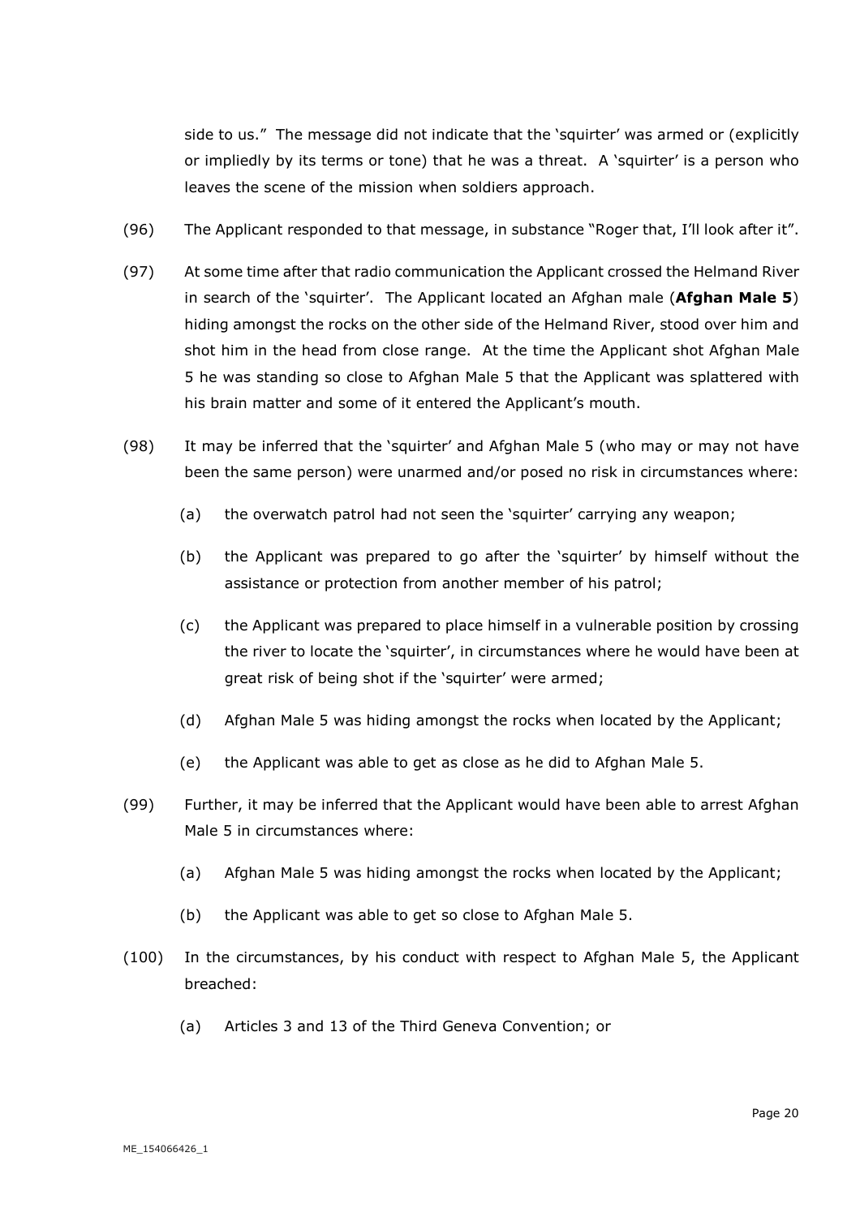side to us." The message did not indicate that the 'squirter' was armed or (explicitly or impliedly by its terms or tone) that he was a threat. A 'squirter' is a person who leaves the scene of the mission when soldiers approach.

(96) The Applicant responded to that message, in substance "Roger that, I'll look after it".

(97) At some time after that radio communication the Applicant crossed the Helmand River in search of the 'squirter'. The Applicant located an Afghan male (**Afghan Male 5**) hiding amongst the rocks on the other side of the Helmand River, stood over him and shot him in the head from close range. At the time the Applicant shot Afghan Male 5 he was standing so close to Afghan Male 5 that the Applicant was splattered with his brain matter and some of it entered the Applicant's mouth.

(98) It may be inferred that the 'squirter' and Afghan Male 5 (who may or may not have been the same person) were unarmed and/or posed no risk in circumstances where:

(a) the overwatch patrol had not seen the 'squirter' carrying any weapon;

(b) the Applicant was prepared to go after the 'squirter' by himself without the assistance or protection from another member of his patrol;

(c) the Applicant was prepared to place himself in a vulnerable position by crossing the river to locate the 'squirter', in circumstances where he would have been at great risk of being shot if the 'squirter' were armed;

(d) Afghan Male 5 was hiding amongst the rocks when located by the Applicant;

(e) the Applicant was able to get as close as he did to Afghan Male 5.

(99) Further, it may be inferred that the Applicant would have been able to arrest Afghan Male 5 in circumstances where:

(a) Afghan Male 5 was hiding amongst the rocks when located by the Applicant;

(b) the Applicant was able to get so close to Afghan Male 5.

(100) In the circumstances, by his conduct with respect to Afghan Male 5, the Applicant breached:

(a) Articles 3 and 13 of the Third Geneva Convention; or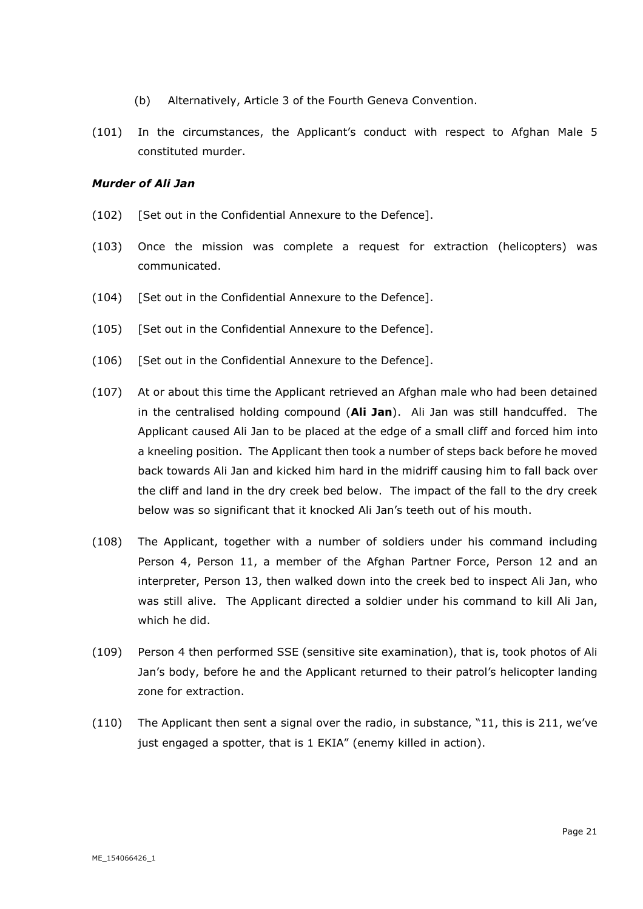(b) Alternatively, Article 3 of the Fourth Geneva Convention.

(101) In the circumstances, the Applicant's conduct with respect to Afghan Male 5 constituted murder.

***Murder of Ali Jan***

(102) [Set out in the Confidential Annexure to the Defence].

(103) Once the mission was complete a request for extraction (helicopters) was communicated.

(104) [Set out in the Confidential Annexure to the Defence].

(105) [Set out in the Confidential Annexure to the Defence].

(106) [Set out in the Confidential Annexure to the Defence].

(107) At or about this time the Applicant retrieved an Afghan male who had been detained in the centralised holding compound (**Ali Jan**). Ali Jan was still handcuffed. The Applicant caused Ali Jan to be placed at the edge of a small cliff and forced him into a kneeling position. The Applicant then took a number of steps back before he moved back towards Ali Jan and kicked him hard in the midriff causing him to fall back over the cliff and land in the dry creek bed below. The impact of the fall to the dry creek below was so significant that it knocked Ali Jan's teeth out of his mouth.

(108) The Applicant, together with a number of soldiers under his command including Person 4, Person 11, a member of the Afghan Partner Force, Person 12 and an interpreter, Person 13, then walked down into the creek bed to inspect Ali Jan, who was still alive. The Applicant directed a soldier under his command to kill Ali Jan, which he did.

(109) Person 4 then performed SSE (sensitive site examination), that is, took photos of Ali Jan's body, before he and the Applicant returned to their patrol's helicopter landing zone for extraction.

(110) The Applicant then sent a signal over the radio, in substance, "11, this is 211, we've just engaged a spotter, that is 1 EKIA" (enemy killed in action).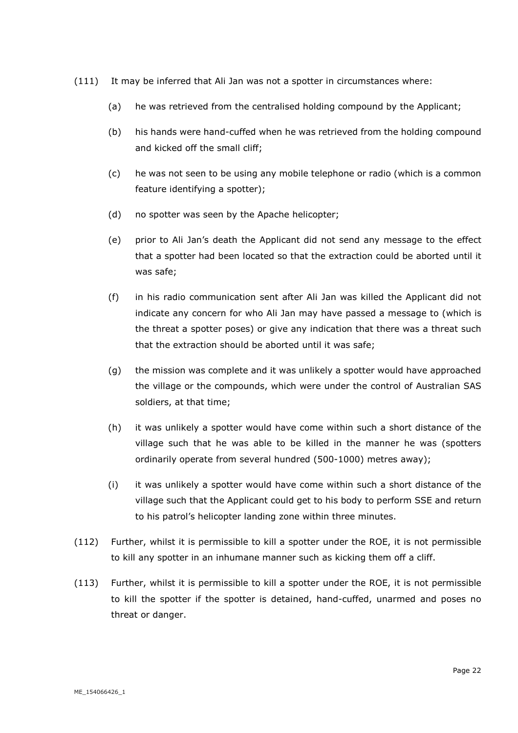(111) It may be inferred that Ali Jan was not a spotter in circumstances where:

(a) he was retrieved from the centralised holding compound by the Applicant;

(b) his hands were hand-cuffed when he was retrieved from the holding compound and kicked off the small cliff;

(c) he was not seen to be using any mobile telephone or radio (which is a common feature identifying a spotter);

(d) no spotter was seen by the Apache helicopter;

(e) prior to Ali Jan's death the Applicant did not send any message to the effect that a spotter had been located so that the extraction could be aborted until it was safe;

(f) in his radio communication sent after Ali Jan was killed the Applicant did not indicate any concern for who Ali Jan may have passed a message to (which is the threat a spotter poses) or give any indication that there was a threat such that the extraction should be aborted until it was safe;

(g) the mission was complete and it was unlikely a spotter would have approached the village or the compounds, which were under the control of Australian SAS soldiers, at that time;

(h) it was unlikely a spotter would have come within such a short distance of the village such that he was able to be killed in the manner he was (spotters ordinarily operate from several hundred (500-1000) metres away);

(i) it was unlikely a spotter would have come within such a short distance of the village such that the Applicant could get to his body to perform SSE and return to his patrol's helicopter landing zone within three minutes.

(112) Further, whilst it is permissible to kill a spotter under the ROE, it is not permissible to kill any spotter in an inhumane manner such as kicking them off a cliff.

(113) Further, whilst it is permissible to kill a spotter under the ROE, it is not permissible to kill the spotter if the spotter is detained, hand-cuffed, unarmed and poses no threat or danger.

ME_154066426_1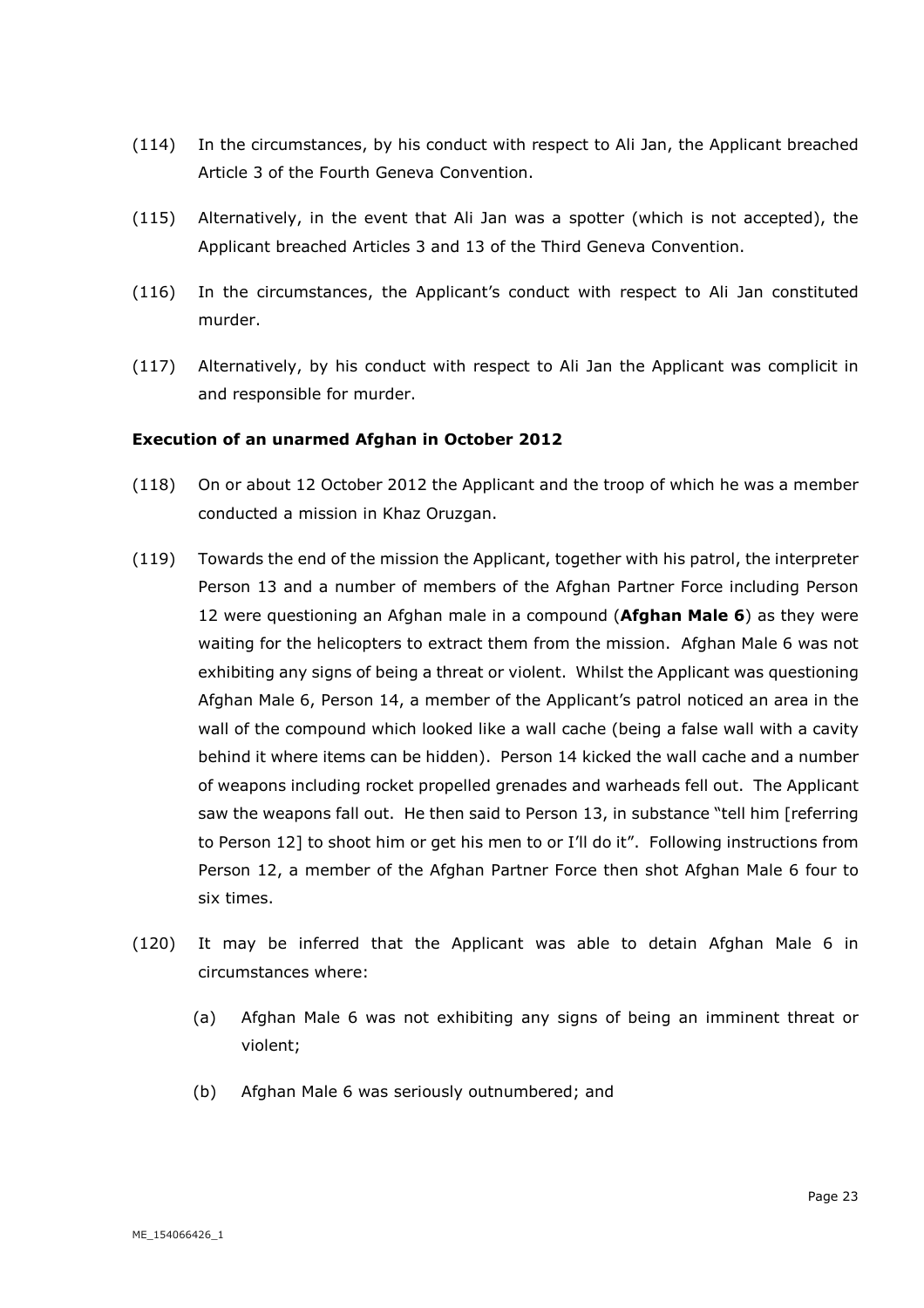(114) In the circumstances, by his conduct with respect to Ali Jan, the Applicant breached Article 3 of the Fourth Geneva Convention.

(115) Alternatively, in the event that Ali Jan was a spotter (which is not accepted), the Applicant breached Articles 3 and 13 of the Third Geneva Convention.

(116) In the circumstances, the Applicant's conduct with respect to Ali Jan constituted murder.

(117) Alternatively, by his conduct with respect to Ali Jan the Applicant was complicit in and responsible for murder.

**Execution of an unarmed Afghan in October 2012**

(118) On or about 12 October 2012 the Applicant and the troop of which he was a member conducted a mission in Khaz Oruzgan.

(119) Towards the end of the mission the Applicant, together with his patrol, the interpreter Person 13 and a number of members of the Afghan Partner Force including Person 12 were questioning an Afghan male in a compound (**Afghan Male 6**) as they were waiting for the helicopters to extract them from the mission. Afghan Male 6 was not exhibiting any signs of being a threat or violent. Whilst the Applicant was questioning Afghan Male 6, Person 14, a member of the Applicant's patrol noticed an area in the wall of the compound which looked like a wall cache (being a false wall with a cavity behind it where items can be hidden). Person 14 kicked the wall cache and a number of weapons including rocket propelled grenades and warheads fell out. The Applicant saw the weapons fall out. He then said to Person 13, in substance "tell him [referring to Person 12] to shoot him or get his men to or I'll do it". Following instructions from Person 12, a member of the Afghan Partner Force then shot Afghan Male 6 four to six times.

(120) It may be inferred that the Applicant was able to detain Afghan Male 6 in circumstances where:

(a) Afghan Male 6 was not exhibiting any signs of being an imminent threat or violent;

(b) Afghan Male 6 was seriously outnumbered; and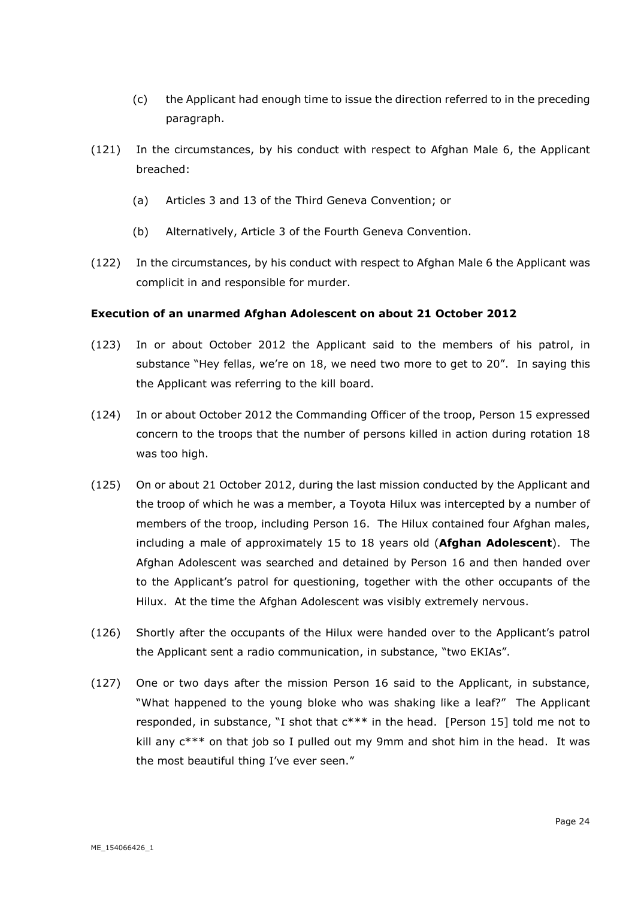(c) the Applicant had enough time to issue the direction referred to in the preceding paragraph.

(121) In the circumstances, by his conduct with respect to Afghan Male 6, the Applicant breached:

(a) Articles 3 and 13 of the Third Geneva Convention; or

(b) Alternatively, Article 3 of the Fourth Geneva Convention.

(122) In the circumstances, by his conduct with respect to Afghan Male 6 the Applicant was complicit in and responsible for murder.

**Execution of an unarmed Afghan Adolescent on about 21 October 2012**

(123) In or about October 2012 the Applicant said to the members of his patrol, in substance "Hey fellas, we're on 18, we need two more to get to 20". In saying this the Applicant was referring to the kill board.

(124) In or about October 2012 the Commanding Officer of the troop, Person 15 expressed concern to the troops that the number of persons killed in action during rotation 18 was too high.

(125) On or about 21 October 2012, during the last mission conducted by the Applicant and the troop of which he was a member, a Toyota Hilux was intercepted by a number of members of the troop, including Person 16. The Hilux contained four Afghan males, including a male of approximately 15 to 18 years old (**Afghan Adolescent**). The Afghan Adolescent was searched and detained by Person 16 and then handed over to the Applicant's patrol for questioning, together with the other occupants of the Hilux. At the time the Afghan Adolescent was visibly extremely nervous.

(126) Shortly after the occupants of the Hilux were handed over to the Applicant's patrol the Applicant sent a radio communication, in substance, "two EKIAs".

(127) One or two days after the mission Person 16 said to the Applicant, in substance, "What happened to the young bloke who was shaking like a leaf?" The Applicant responded, in substance, "I shot that c*** in the head. [Person 15] told me not to kill any c*** on that job so I pulled out my 9mm and shot him in the head. It was the most beautiful thing I've ever seen."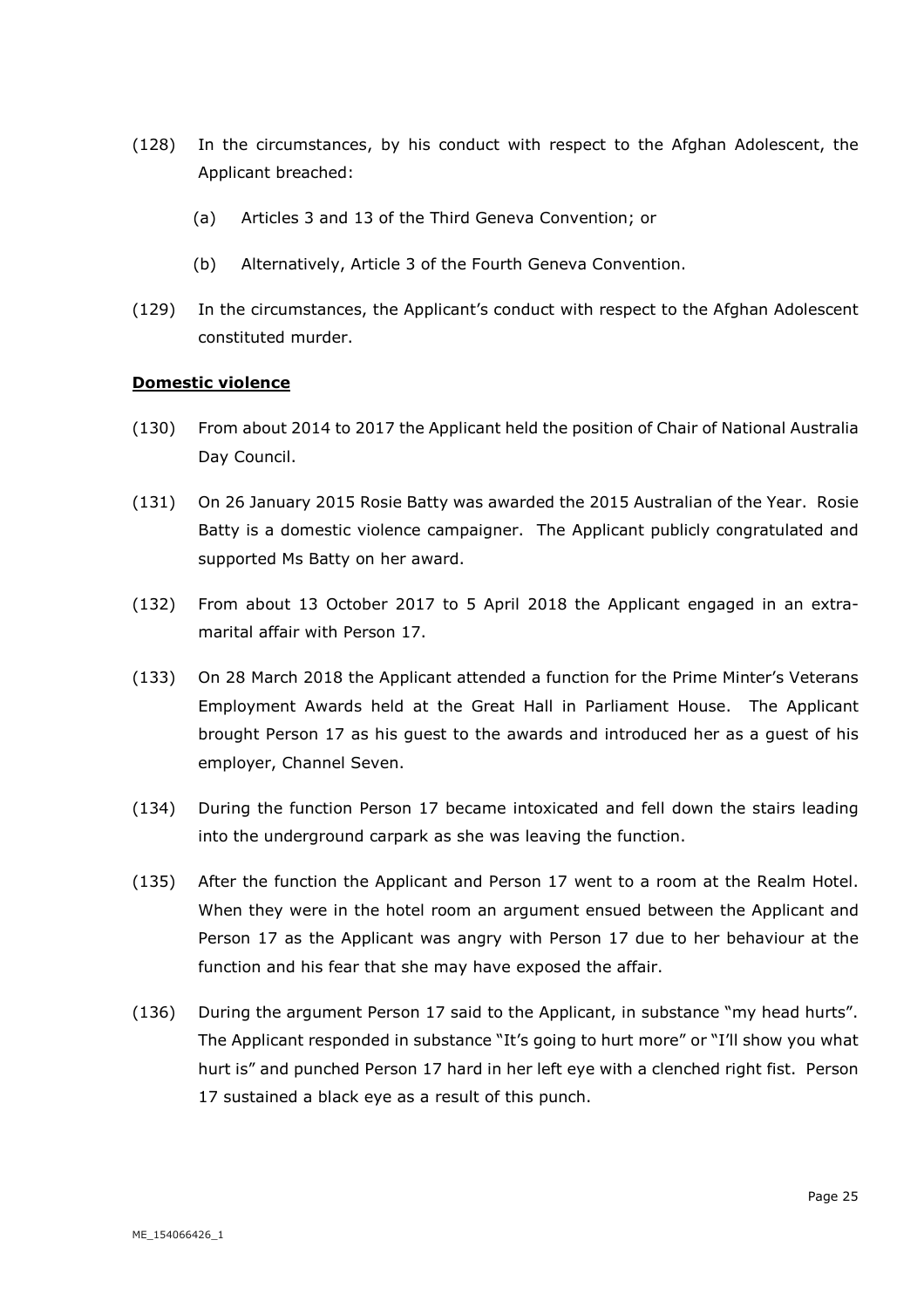(128) In the circumstances, by his conduct with respect to the Afghan Adolescent, the Applicant breached:

(a) Articles 3 and 13 of the Third Geneva Convention; or

(b) Alternatively, Article 3 of the Fourth Geneva Convention.

(129) In the circumstances, the Applicant's conduct with respect to the Afghan Adolescent constituted murder.

**Domestic violence**

(130) From about 2014 to 2017 the Applicant held the position of Chair of National Australia Day Council.

(131) On 26 January 2015 Rosie Batty was awarded the 2015 Australian of the Year. Rosie Batty is a domestic violence campaigner. The Applicant publicly congratulated and supported Ms Batty on her award.

(132) From about 13 October 2017 to 5 April 2018 the Applicant engaged in an extra-marital affair with Person 17.

(133) On 28 March 2018 the Applicant attended a function for the Prime Minter's Veterans Employment Awards held at the Great Hall in Parliament House. The Applicant brought Person 17 as his guest to the awards and introduced her as a guest of his employer, Channel Seven.

(134) During the function Person 17 became intoxicated and fell down the stairs leading into the underground carpark as she was leaving the function.

(135) After the function the Applicant and Person 17 went to a room at the Realm Hotel. When they were in the hotel room an argument ensued between the Applicant and Person 17 as the Applicant was angry with Person 17 due to her behaviour at the function and his fear that she may have exposed the affair.

(136) During the argument Person 17 said to the Applicant, in substance "my head hurts". The Applicant responded in substance "It's going to hurt more" or "I'll show you what hurt is" and punched Person 17 hard in her left eye with a clenched right fist. Person 17 sustained a black eye as a result of this punch.

ME_154066426_1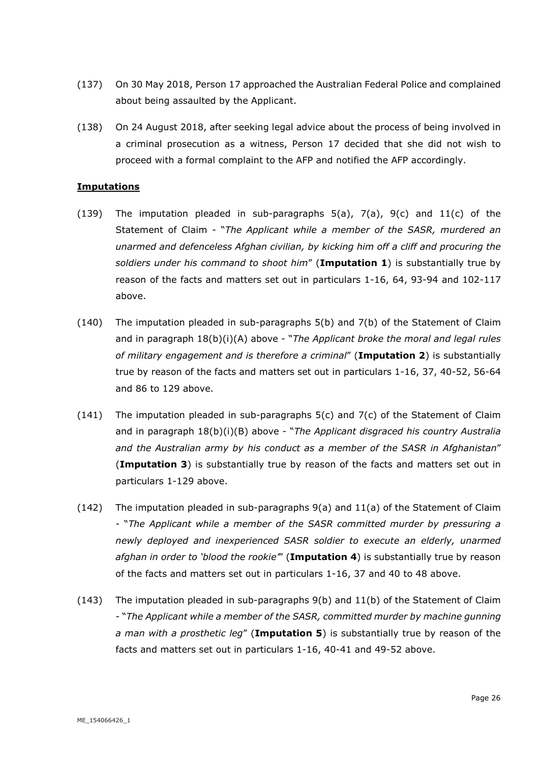(137) On 30 May 2018, Person 17 approached the Australian Federal Police and complained about being assaulted by the Applicant.

(138) On 24 August 2018, after seeking legal advice about the process of being involved in a criminal prosecution as a witness, Person 17 decided that she did not wish to proceed with a formal complaint to the AFP and notified the AFP accordingly.

**Imputations**

(139) The imputation pleaded in sub-paragraphs 5(a), 7(a), 9(c) and 11(c) of the Statement of Claim - "*The Applicant while a member of the SASR, murdered an unarmed and defenceless Afghan civilian, by kicking him off a cliff and procuring the soldiers under his command to shoot him*" (**Imputation 1**) is substantially true by reason of the facts and matters set out in particulars 1-16, 64, 93-94 and 102-117 above.

(140) The imputation pleaded in sub-paragraphs 5(b) and 7(b) of the Statement of Claim and in paragraph 18(b)(i)(A) above - "*The Applicant broke the moral and legal rules of military engagement and is therefore a criminal*" (**Imputation 2**) is substantially true by reason of the facts and matters set out in particulars 1-16, 37, 40-52, 56-64 and 86 to 129 above.

(141) The imputation pleaded in sub-paragraphs 5(c) and 7(c) of the Statement of Claim and in paragraph 18(b)(i)(B) above - "*The Applicant disgraced his country Australia and the Australian army by his conduct as a member of the SASR in Afghanistan*" (**Imputation 3**) is substantially true by reason of the facts and matters set out in particulars 1-129 above.

(142) The imputation pleaded in sub-paragraphs 9(a) and 11(a) of the Statement of Claim - "*The Applicant while a member of the SASR committed murder by pressuring a newly deployed and inexperienced SASR soldier to execute an elderly, unarmed afghan in order to 'blood the rookie'*" (**Imputation 4**) is substantially true by reason of the facts and matters set out in particulars 1-16, 37 and 40 to 48 above.

(143) The imputation pleaded in sub-paragraphs 9(b) and 11(b) of the Statement of Claim - "*The Applicant while a member of the SASR, committed murder by machine gunning a man with a prosthetic leg*" (**Imputation 5**) is substantially true by reason of the facts and matters set out in particulars 1-16, 40-41 and 49-52 above.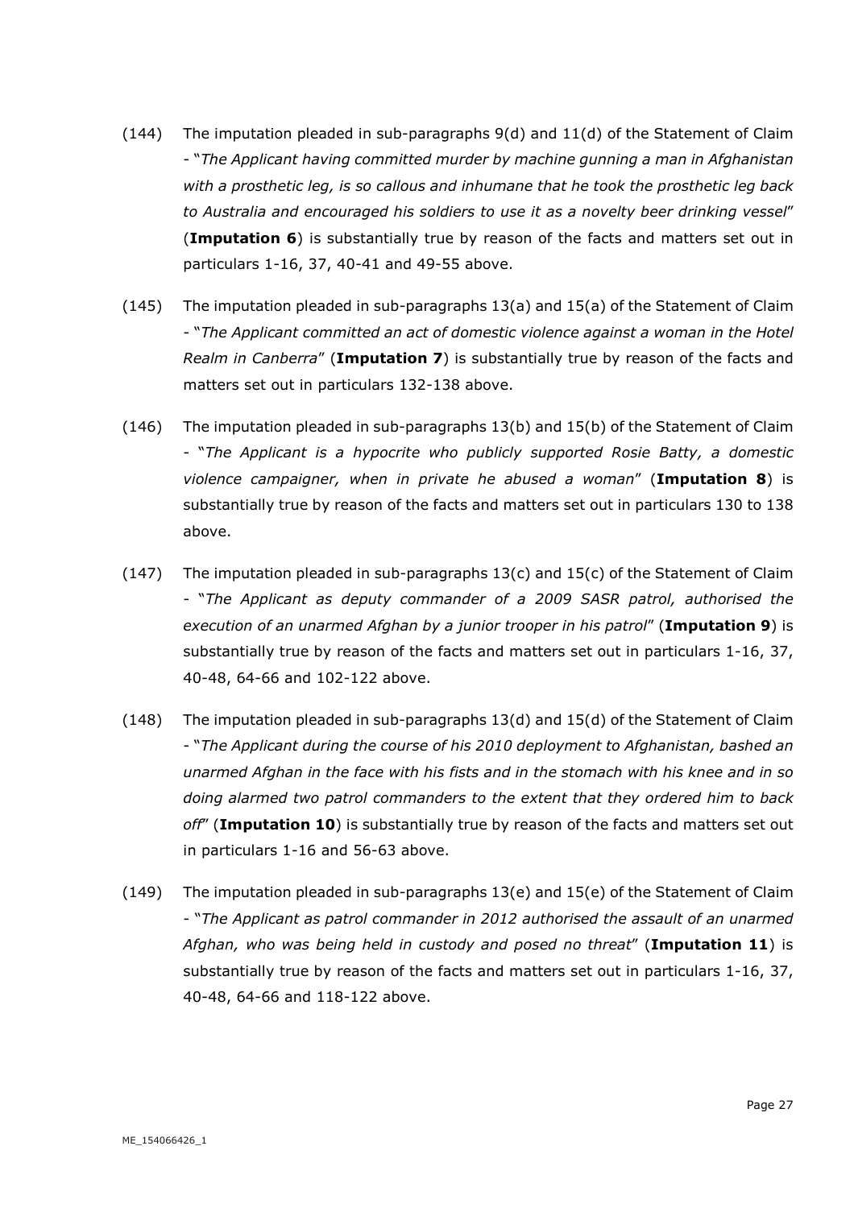(144) The imputation pleaded in sub-paragraphs 9(d) and 11(d) of the Statement of Claim - "*The Applicant having committed murder by machine gunning a man in Afghanistan with a prosthetic leg, is so callous and inhumane that he took the prosthetic leg back to Australia and encouraged his soldiers to use it as a novelty beer drinking vessel*" (**Imputation 6**) is substantially true by reason of the facts and matters set out in particulars 1-16, 37, 40-41 and 49-55 above.

(145) The imputation pleaded in sub-paragraphs 13(a) and 15(a) of the Statement of Claim - "*The Applicant committed an act of domestic violence against a woman in the Hotel Realm in Canberra*" (**Imputation 7**) is substantially true by reason of the facts and matters set out in particulars 132-138 above.

(146) The imputation pleaded in sub-paragraphs 13(b) and 15(b) of the Statement of Claim - "*The Applicant is a hypocrite who publicly supported Rosie Batty, a domestic violence campaigner, when in private he abused a woman*" (**Imputation 8**) is substantially true by reason of the facts and matters set out in particulars 130 to 138 above.

(147) The imputation pleaded in sub-paragraphs 13(c) and 15(c) of the Statement of Claim - "*The Applicant as deputy commander of a 2009 SASR patrol, authorised the execution of an unarmed Afghan by a junior trooper in his patrol*" (**Imputation 9**) is substantially true by reason of the facts and matters set out in particulars 1-16, 37, 40-48, 64-66 and 102-122 above.

(148) The imputation pleaded in sub-paragraphs 13(d) and 15(d) of the Statement of Claim - "*The Applicant during the course of his 2010 deployment to Afghanistan, bashed an unarmed Afghan in the face with his fists and in the stomach with his knee and in so doing alarmed two patrol commanders to the extent that they ordered him to back off*" (**Imputation 10**) is substantially true by reason of the facts and matters set out in particulars 1-16 and 56-63 above.

(149) The imputation pleaded in sub-paragraphs 13(e) and 15(e) of the Statement of Claim - "*The Applicant as patrol commander in 2012 authorised the assault of an unarmed Afghan, who was being held in custody and posed no threat*" (**Imputation 11**) is substantially true by reason of the facts and matters set out in particulars 1-16, 37, 40-48, 64-66 and 118-122 above.

ME_154066426_1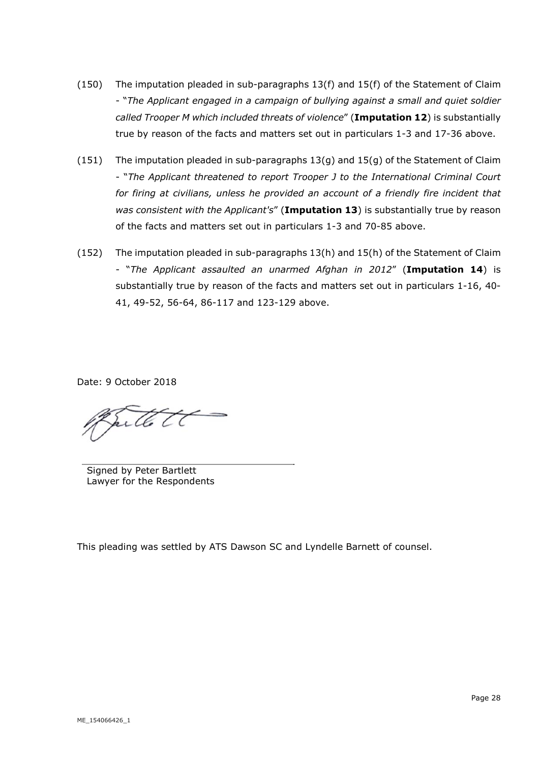(150) The imputation pleaded in sub-paragraphs 13(f) and 15(f) of the Statement of Claim - "*The Applicant engaged in a campaign of bullying against a small and quiet soldier called Trooper M which included threats of violence*" (**Imputation 12**) is substantially true by reason of the facts and matters set out in particulars 1-3 and 17-36 above.

(151) The imputation pleaded in sub-paragraphs 13(g) and 15(g) of the Statement of Claim - "*The Applicant threatened to report Trooper J to the International Criminal Court for firing at civilians, unless he provided an account of a friendly fire incident that was consistent with the Applicant's*" (**Imputation 13**) is substantially true by reason of the facts and matters set out in particulars 1-3 and 70-85 above.

(152) The imputation pleaded in sub-paragraphs 13(h) and 15(h) of the Statement of Claim - "*The Applicant assaulted an unarmed Afghan in 2012*" (**Imputation 14**) is substantially true by reason of the facts and matters set out in particulars 1-16, 40-41, 49-52, 56-64, 86-117 and 123-129 above.

Date: 9 October 2018

Signed by Peter Bartlett
Lawyer for the Respondents

This pleading was settled by ATS Dawson SC and Lyndelle Barnett of counsel.

ME_154066426_1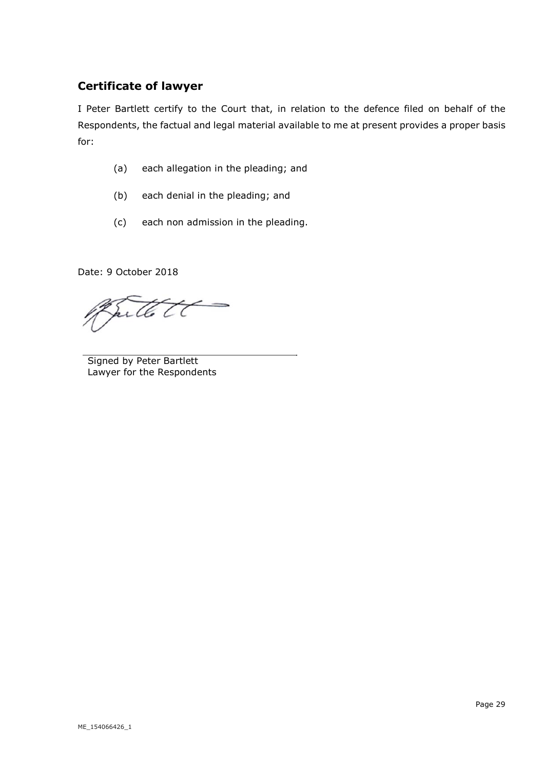## Certificate of lawyer

I Peter Bartlett certify to the Court that, in relation to the defence filed on behalf of the Respondents, the factual and legal material available to me at present provides a proper basis for:

(a) each allegation in the pleading; and

(b) each denial in the pleading; and

(c) each non admission in the pleading.

Date: 9 October 2018

Signed by Peter Bartlett
Lawyer for the Respondents

ME_154066426_1